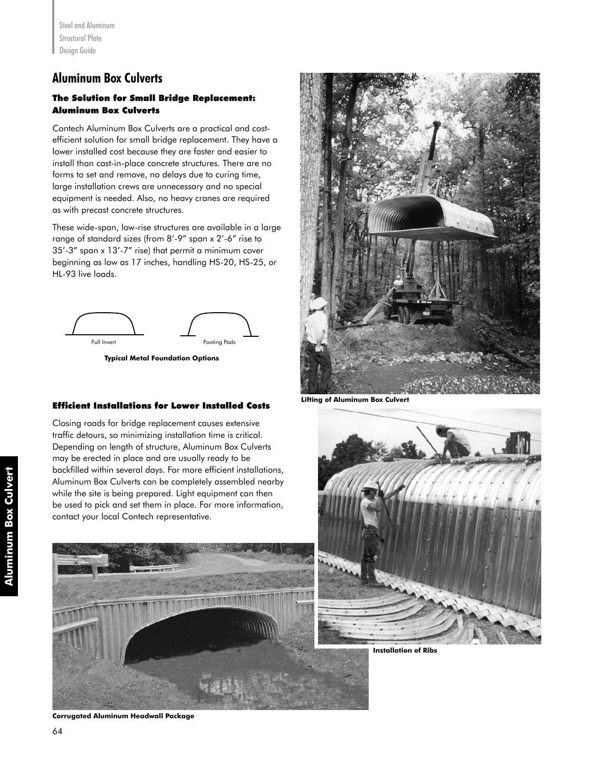# Aluminum Box Culverts

### The Solution for Small Bridge Replacement: Aluminum Box Culverts

Contech Aluminum Box Culverts are a practical and cost-efficient solution for small bridge replacement. They have a lower installed cost because they are faster and easier to install than cast-in-place concrete structures. There are no forms to set and remove, no delays due to curing time, large installation crews are unnecessary and no special equipment is needed. Also, no heavy cranes are required as with precast concrete structures.

These wide-span, low-rise structures are available in a large range of standard sizes (from 8'-9" span x 2'-6" rise to 35'-3" span x 13'-7" rise) that permit a minimum cover beginning as low as 17 inches, handling HS-20, HS-25, or HL-93 live loads.

Full Invert

Footing Pads

**Typical Metal Foundation Options**

### Efficient Installations for Lower Installed Costs

Closing roads for bridge replacement causes extensive traffic detours, so minimizing installation time is critical. Depending on length of structure, Aluminum Box Culverts may be erected in place and are usually ready to be backfilled within several days. For more efficient installations, Aluminum Box Culverts can be completely assembled nearby while the site is being prepared. Light equipment can then be used to pick and set them in place. For more information, contact your local Contech representative.

**Lifting of Aluminum Box Culvert**

**Installation of Ribs**

**Corrugated Aluminum Headwall Package**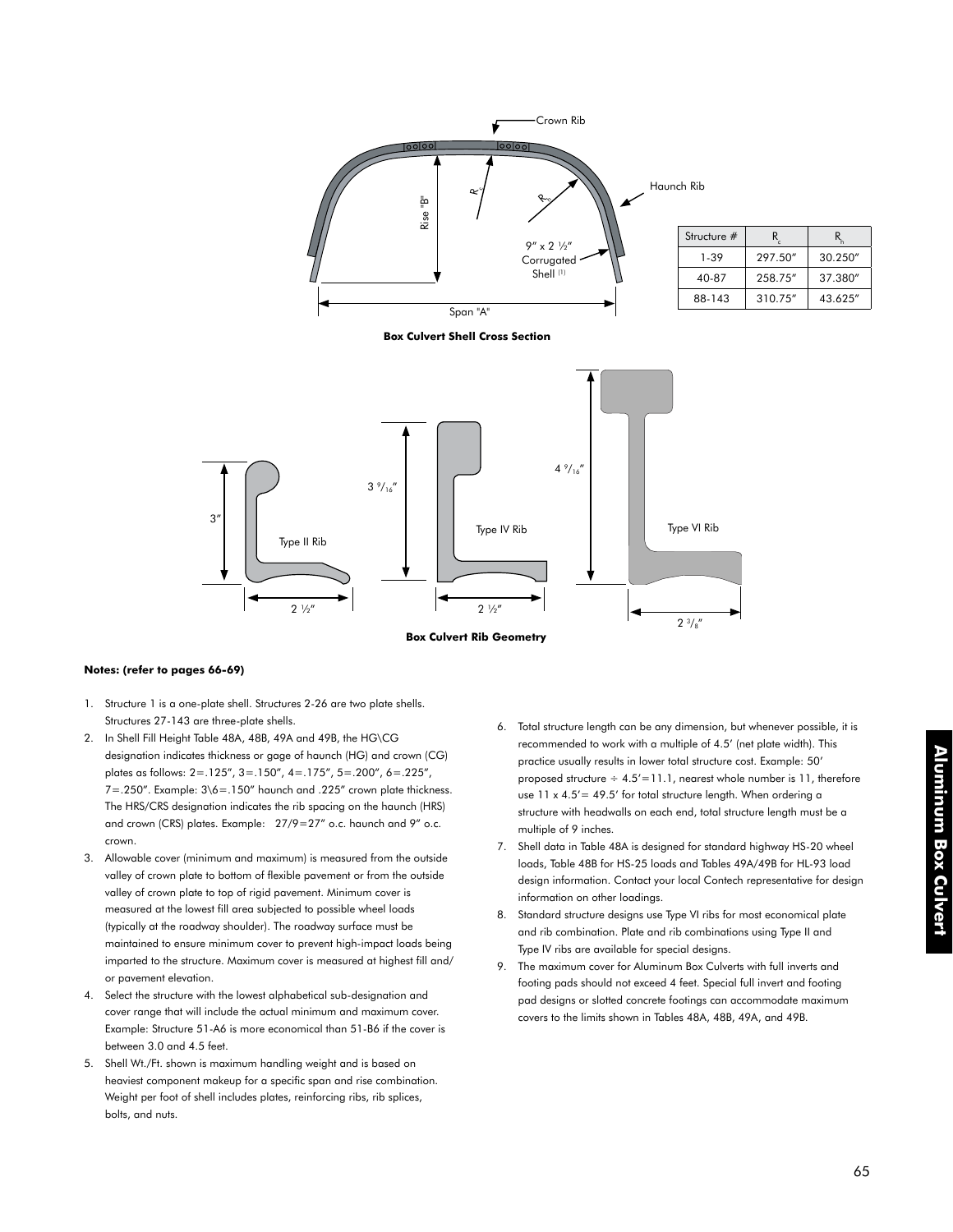| Structure # | $R_c$ | $R_h$ |
|---|---|---|
| 1-39 | 297.50" | 30.250" |
| 40-87 | 258.75" | 37.380" |
| 88-143 | 310.75" | 43.625" |

**Box Culvert Shell Cross Section**

**Box Culvert Rib Geometry**

**Notes: (refer to pages 66-69)**

1. Structure 1 is a one-plate shell. Structures 2-26 are two plate shells. Structures 27-143 are three-plate shells.
2. In Shell Fill Height Table 48A, 48B, 49A and 49B, the HG\CG designation indicates thickness or gage of haunch (HG) and crown (CG) plates as follows: 2=.125", 3=.150", 4=.175", 5=.200", 6=.225", 7=.250". Example: 3\6=.150" haunch and .225" crown plate thickness. The HRS/CRS designation indicates the rib spacing on the haunch (HRS) and crown (CRS) plates. Example: 27/9=27" o.c. haunch and 9" o.c. crown.
3. Allowable cover (minimum and maximum) is measured from the outside valley of crown plate to bottom of flexible pavement or from the outside valley of crown plate to top of rigid pavement. Minimum cover is measured at the lowest fill area subjected to possible wheel loads (typically at the roadway shoulder). The roadway surface must be maintained to ensure minimum cover to prevent high-impact loads being imparted to the structure. Maximum cover is measured at highest fill and/or pavement elevation.
4. Select the structure with the lowest alphabetical sub-designation and cover range that will include the actual minimum and maximum cover. Example: Structure 51-A6 is more economical than 51-B6 if the cover is between 3.0 and 4.5 feet.
5. Shell Wt./Ft. shown is maximum handling weight and is based on heaviest component makeup for a specific span and rise combination. Weight per foot of shell includes plates, reinforcing ribs, rib splices, bolts, and nuts.
6. Total structure length can be any dimension, but whenever possible, it is recommended to work with a multiple of 4.5' (net plate width). This practice usually results in lower total structure cost. Example: 50' proposed structure ÷ 4.5'=11.1, nearest whole number is 11, therefore use 11 x 4.5'= 49.5' for total structure length. When ordering a structure with headwalls on each end, total structure length must be a multiple of 9 inches.
7. Shell data in Table 48A is designed for standard highway HS-20 wheel loads, Table 48B for HS-25 loads and Tables 49A/49B for HL-93 load design information. Contact your local Contech representative for design information on other loadings.
8. Standard structure designs use Type VI ribs for most economical plate and rib combination. Plate and rib combinations using Type II and Type IV ribs are available for special designs.
9. The maximum cover for Aluminum Box Culverts with full inverts and footing pads should not exceed 4 feet. Special full invert and footing pad designs or slotted concrete footings can accommodate maximum covers to the limits shown in Tables 48A, 48B, 49A, and 49B.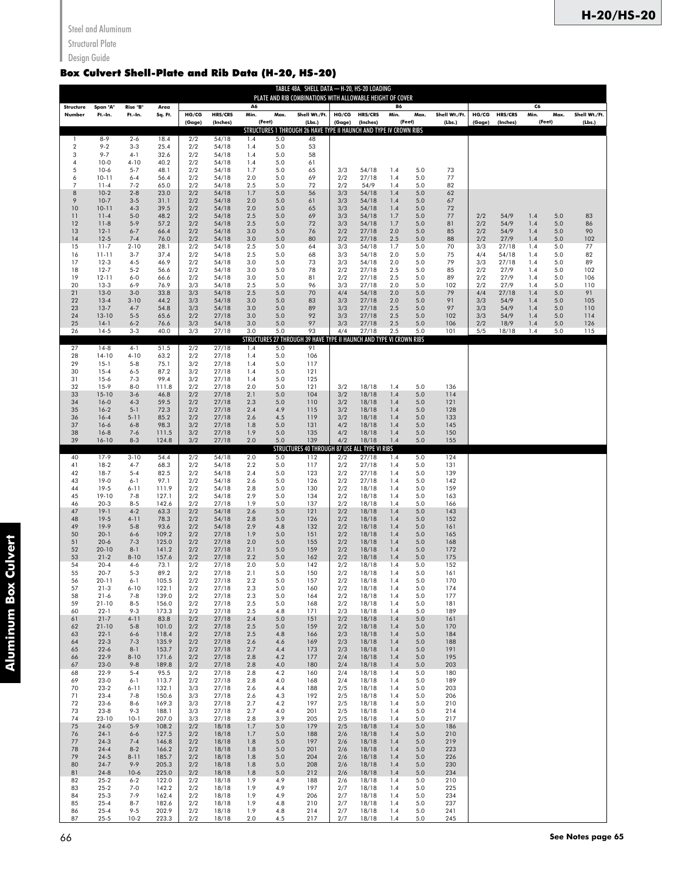Steel and Aluminum Structural Plate Design Guide

## Box Culvert Shell-Plate and Rib Data (H-20, HS-20)

TABLE 48A. SHELL DATA — H-20, HS-20 LOADING
PLATE AND RIB COMBINATIONS WITH ALLOWABLE HEIGHT OF COVER

| Structure Number | Span "A" Ft.-In. | Rise "B" Ft.-In. | Area Sq. Ft. | A6 HG/CG (Gage) | A6 HRS/CRS (Inches) | A6 Min. (Feet) | A6 Max. (Feet) | A6 Shell Wt./Ft. (Lbs.) | B6 HG/CG (Gage) | B6 HRS/CRS (Inches) | B6 Min. (Feet) | B6 Max. (Feet) | B6 Shell Wt./Ft. (Lbs.) | C6 HG/CG (Gage) | C6 HRS/CRS (Inches) | C6 Min. (Feet) | C6 Max. (Feet) | C6 Shell Wt./Ft. (Lbs.) |
|---|---|---|---|---|---|---|---|---|---|---|---|---|---|---|---|---|---|---|
| STRUCTURES 1 THROUGH 26 HAVE TYPE II HAUNCH AND TYPE IV CROWN RIBS | | | | | | | | | | | | | | | | | | |
| 1 | 8-9 | 2-6 | 18.4 | 2/2 | 54/18 | 1.4 | 5.0 | 48 | | | | | | | | | | |
| 2 | 9-2 | 3-3 | 25.4 | 2/2 | 54/18 | 1.4 | 5.0 | 53 | | | | | | | | | | |
| 3 | 9-7 | 4-1 | 32.6 | 2/2 | 54/18 | 1.4 | 5.0 | 58 | | | | | | | | | | |
| 4 | 10-0 | 4-10 | 40.2 | 2/2 | 54/18 | 1.4 | 5.0 | 61 | | | | | | | | | | |
| 5 | 10-6 | 5-7 | 48.1 | 2/2 | 54/18 | 1.7 | 5.0 | 65 | 3/3 | 54/18 | 1.4 | 5.0 | 73 | | | | | |
| 6 | 10-11 | 6-4 | 56.4 | 2/2 | 54/18 | 2.0 | 5.0 | 69 | 2/2 | 27/18 | 1.4 | 5.0 | 77 | | | | | |
| 7 | 11-4 | 7-2 | 65.0 | 2/2 | 54/18 | 2.5 | 5.0 | 72 | 2/2 | 54/9 | 1.4 | 5.0 | 82 | | | | | |
| 8 | 10-2 | 2-8 | 23.0 | 2/2 | 54/18 | 1.7 | 5.0 | 56 | 3/3 | 54/18 | 1.4 | 5.0 | 62 | | | | | |
| 9 | 10-7 | 3-5 | 31.1 | 2/2 | 54/18 | 2.0 | 5.0 | 61 | 3/3 | 54/18 | 1.4 | 5.0 | 67 | | | | | |
| 10 | 10-11 | 4-3 | 39.5 | 2/2 | 54/18 | 2.0 | 5.0 | 65 | 3/3 | 54/18 | 1.4 | 5.0 | 72 | | | | | |
| 11 | 11-4 | 5-0 | 48.2 | 2/2 | 54/18 | 2.5 | 5.0 | 69 | 3/3 | 54/18 | 1.7 | 5.0 | 77 | 2/2 | 54/9 | 1.4 | 5.0 | 83 |
| 12 | 11-8 | 5-9 | 57.2 | 2/2 | 54/18 | 2.5 | 5.0 | 72 | 3/3 | 54/18 | 1.7 | 5.0 | 81 | 2/2 | 54/9 | 1.4 | 5.0 | 86 |
| 13 | 12-1 | 6-7 | 66.4 | 2/2 | 54/18 | 3.0 | 5.0 | 76 | 2/2 | 27/18 | 2.0 | 5.0 | 85 | 2/2 | 54/9 | 1.4 | 5.0 | 90 |
| 14 | 12-5 | 7-4 | 76.0 | 2/2 | 54/18 | 3.0 | 5.0 | 80 | 2/2 | 27/18 | 2.5 | 5.0 | 88 | 2/2 | 27/9 | 1.4 | 5.0 | 102 |
| 15 | 11-7 | 2-10 | 28.1 | 2/2 | 54/18 | 2.5 | 5.0 | 64 | 3/3 | 54/18 | 1.7 | 5.0 | 70 | 3/3 | 27/18 | 1.4 | 5.0 | 77 |
| 16 | 11-11 | 3-7 | 37.4 | 2/2 | 54/18 | 2.5 | 5.0 | 68 | 3/3 | 54/18 | 2.0 | 5.0 | 75 | 4/4 | 54/18 | 1.4 | 5.0 | 82 |
| 17 | 12-3 | 4-5 | 46.9 | 2/2 | 54/18 | 3.0 | 5.0 | 73 | 3/3 | 54/18 | 2.0 | 5.0 | 79 | 3/3 | 27/18 | 1.4 | 5.0 | 89 |
| 18 | 12-7 | 5-2 | 56.6 | 2/2 | 54/18 | 3.0 | 5.0 | 78 | 2/2 | 27/18 | 2.5 | 5.0 | 85 | 2/2 | 27/9 | 1.4 | 5.0 | 102 |
| 19 | 12-11 | 6-0 | 66.6 | 2/2 | 54/18 | 3.0 | 5.0 | 81 | 2/2 | 27/18 | 2.5 | 5.0 | 89 | 2/2 | 27/9 | 1.4 | 5.0 | 106 |
| 20 | 13-3 | 6-9 | 76.9 | 3/3 | 54/18 | 2.5 | 5.0 | 96 | 3/3 | 27/18 | 2.0 | 5.0 | 102 | 2/2 | 27/9 | 1.4 | 5.0 | 110 |
| 21 | 13-0 | 3-0 | 33.8 | 3/3 | 54/18 | 2.5 | 5.0 | 70 | 4/4 | 54/18 | 2.0 | 5.0 | 79 | 4/4 | 27/18 | 1.4 | 5.0 | 91 |
| 22 | 13-4 | 3-10 | 44.2 | 3/3 | 54/18 | 3.0 | 5.0 | 83 | 3/3 | 27/18 | 2.0 | 5.0 | 91 | 3/3 | 54/9 | 1.4 | 5.0 | 105 |
| 23 | 13-7 | 4-7 | 54.8 | 3/3 | 54/18 | 3.0 | 5.0 | 89 | 3/3 | 27/18 | 2.5 | 5.0 | 97 | 3/3 | 54/9 | 1.4 | 5.0 | 110 |
| 24 | 13-10 | 5-5 | 65.6 | 2/2 | 27/18 | 3.0 | 5.0 | 92 | 3/3 | 27/18 | 2.5 | 5.0 | 102 | 3/3 | 54/9 | 1.4 | 5.0 | 114 |
| 25 | 14-1 | 6-2 | 76.6 | 3/3 | 54/18 | 3.0 | 5.0 | 97 | 3/3 | 27/18 | 2.5 | 5.0 | 106 | 2/2 | 18/9 | 1.4 | 5.0 | 126 |
| 26 | 14-5 | 3-3 | 40.0 | 3/3 | 27/18 | 3.0 | 5.0 | 93 | 4/4 | 27/18 | 2.5 | 5.0 | 101 | 5/5 | 18/18 | 1.4 | 5.0 | 115 |
| STRUCTURES 27 THROUGH 39 HAVE TYPE II HAUNCH AND TYPE VI CROWN RIBS | | | | | | | | | | | | | | | | | | |
| 27 | 14-8 | 4-1 | 51.5 | 2/2 | 27/18 | 1.4 | 5.0 | 91 | | | | | | | | | | |
| 28 | 14-10 | 4-10 | 63.2 | 2/2 | 27/18 | 1.4 | 5.0 | 106 | | | | | | | | | | |
| 29 | 15-1 | 5-8 | 75.1 | 3/2 | 27/18 | 1.4 | 5.0 | 117 | | | | | | | | | | |
| 30 | 15-4 | 6-5 | 87.2 | 3/2 | 27/18 | 1.4 | 5.0 | 121 | | | | | | | | | | |
| 31 | 15-6 | 7-3 | 99.4 | 3/2 | 27/18 | 1.4 | 5.0 | 125 | | | | | | | | | | |
| 32 | 15-9 | 8-0 | 111.8 | 2/2 | 27/18 | 2.0 | 5.0 | 121 | 3/2 | 18/18 | 1.4 | 5.0 | 136 | | | | | |
| 33 | 15-10 | 3-6 | 46.8 | 2/2 | 27/18 | 2.1 | 5.0 | 104 | 3/2 | 18/18 | 1.4 | 5.0 | 114 | | | | | |
| 34 | 16-0 | 4-3 | 59.5 | 2/2 | 27/18 | 2.3 | 5.0 | 110 | 3/2 | 18/18 | 1.4 | 5.0 | 121 | | | | | |
| 35 | 16-2 | 5-1 | 72.3 | 2/2 | 27/18 | 2.4 | 4.9 | 115 | 3/2 | 18/18 | 1.4 | 5.0 | 128 | | | | | |
| 36 | 16-4 | 5-11 | 85.2 | 2/2 | 27/18 | 2.6 | 4.5 | 119 | 3/2 | 18/18 | 1.4 | 5.0 | 133 | | | | | |
| 37 | 16-6 | 6-8 | 98.3 | 3/2 | 27/18 | 1.8 | 5.0 | 131 | 4/2 | 18/18 | 1.4 | 5.0 | 145 | | | | | |
| 38 | 16-8 | 7-6 | 111.5 | 3/2 | 27/18 | 1.9 | 5.0 | 135 | 4/2 | 18/18 | 1.4 | 5.0 | 150 | | | | | |
| 39 | 16-10 | 8-3 | 124.8 | 3/2 | 27/18 | 2.0 | 5.0 | 139 | 4/2 | 18/18 | 1.4 | 5.0 | 155 | | | | | |
| STRUCTURES 40 THROUGH 87 USE ALL TYPE VI RIBS | | | | | | | | | | | | | | | | | | |
| 40 | 17-9 | 3-10 | 54.4 | 2/2 | 54/18 | 2.0 | 5.0 | 112 | 2/2 | 27/18 | 1.4 | 5.0 | 124 | | | | | |
| 41 | 18-2 | 4-7 | 68.3 | 2/2 | 54/18 | 2.2 | 5.0 | 117 | 2/2 | 27/18 | 1.4 | 5.0 | 131 | | | | | |
| 42 | 18-7 | 5-4 | 82.5 | 2/2 | 54/18 | 2.4 | 5.0 | 123 | 2/2 | 27/18 | 1.4 | 5.0 | 139 | | | | | |
| 43 | 19-0 | 6-1 | 97.1 | 2/2 | 54/18 | 2.6 | 5.0 | 126 | 2/2 | 27/18 | 1.4 | 5.0 | 142 | | | | | |
| 44 | 19-5 | 6-11 | 111.9 | 2/2 | 54/18 | 2.8 | 5.0 | 130 | 2/2 | 18/18 | 1.4 | 5.0 | 159 | | | | | |
| 45 | 19-10 | 7-8 | 127.1 | 2/2 | 54/18 | 2.9 | 5.0 | 134 | 2/2 | 18/18 | 1.4 | 5.0 | 163 | | | | | |
| 46 | 20-3 | 8-5 | 142.6 | 2/2 | 27/18 | 1.9 | 5.0 | 137 | 2/2 | 18/18 | 1.4 | 5.0 | 166 | | | | | |
| 47 | 19-1 | 4-2 | 63.3 | 2/2 | 54/18 | 2.6 | 5.0 | 121 | 2/2 | 18/18 | 1.4 | 5.0 | 143 | | | | | |
| 48 | 19-5 | 4-11 | 78.3 | 2/2 | 54/18 | 2.8 | 5.0 | 126 | 2/2 | 18/18 | 1.4 | 5.0 | 152 | | | | | |
| 49 | 19-9 | 5-8 | 93.6 | 2/2 | 54/18 | 2.9 | 4.8 | 132 | 2/2 | 18/18 | 1.4 | 5.0 | 161 | | | | | |
| 50 | 20-1 | 6-6 | 109.2 | 2/2 | 27/18 | 1.9 | 5.0 | 151 | 2/2 | 18/18 | 1.4 | 5.0 | 165 | | | | | |
| 51 | 20-6 | 7-3 | 125.0 | 2/2 | 27/18 | 2.0 | 5.0 | 155 | 2/2 | 18/18 | 1.4 | 5.0 | 168 | | | | | |
| 52 | 20-10 | 8-1 | 141.2 | 2/2 | 27/18 | 2.1 | 5.0 | 159 | 2/2 | 18/18 | 1.4 | 5.0 | 172 | | | | | |
| 53 | 21-2 | 8-10 | 157.6 | 2/2 | 27/18 | 2.2 | 5.0 | 162 | 2/2 | 18/18 | 1.4 | 5.0 | 175 | | | | | |
| 54 | 20-4 | 4-6 | 73.1 | 2/2 | 27/18 | 2.0 | 5.0 | 142 | 2/2 | 18/18 | 1.4 | 5.0 | 152 | | | | | |
| 55 | 20-7 | 5-3 | 89.2 | 2/2 | 27/18 | 2.1 | 5.0 | 150 | 2/2 | 18/18 | 1.4 | 5.0 | 161 | | | | | |
| 56 | 20-11 | 6-1 | 105.5 | 2/2 | 27/18 | 2.2 | 5.0 | 157 | 2/2 | 18/18 | 1.4 | 5.0 | 170 | | | | | |
| 57 | 21-3 | 6-10 | 122.1 | 2/2 | 27/18 | 2.3 | 5.0 | 160 | 2/2 | 18/18 | 1.4 | 5.0 | 174 | | | | | |
| 58 | 21-6 | 7-8 | 139.0 | 2/2 | 27/18 | 2.3 | 5.0 | 164 | 2/2 | 18/18 | 1.4 | 5.0 | 177 | | | | | |
| 59 | 21-10 | 8-5 | 156.0 | 2/2 | 27/18 | 2.5 | 5.0 | 168 | 2/2 | 18/18 | 1.4 | 5.0 | 181 | | | | | |
| 60 | 22-1 | 9-3 | 173.3 | 2/2 | 27/18 | 2.5 | 4.8 | 171 | 2/3 | 18/18 | 1.4 | 5.0 | 189 | | | | | |
| 61 | 21-7 | 4-11 | 83.8 | 2/2 | 27/18 | 2.4 | 5.0 | 151 | 2/2 | 18/18 | 1.4 | 5.0 | 161 | | | | | |
| 62 | 21-10 | 5-8 | 101.0 | 2/2 | 27/18 | 2.5 | 5.0 | 159 | 2/2 | 18/18 | 1.4 | 5.0 | 170 | | | | | |
| 63 | 22-1 | 6-6 | 118.4 | 2/2 | 27/18 | 2.5 | 4.8 | 166 | 2/3 | 18/18 | 1.4 | 5.0 | 184 | | | | | |
| 64 | 22-3 | 7-3 | 135.9 | 2/2 | 27/18 | 2.6 | 4.6 | 169 | 2/3 | 18/18 | 1.4 | 5.0 | 188 | | | | | |
| 65 | 22-6 | 8-1 | 153.7 | 2/2 | 27/18 | 2.7 | 4.4 | 173 | 2/3 | 18/18 | 1.4 | 5.0 | 191 | | | | | |
| 66 | 22-9 | 8-10 | 171.6 | 2/2 | 27/18 | 2.8 | 4.2 | 177 | 2/4 | 18/18 | 1.4 | 5.0 | 195 | | | | | |
| 67 | 23-0 | 9-8 | 189.8 | 2/2 | 27/18 | 2.8 | 4.0 | 180 | 2/4 | 18/18 | 1.4 | 5.0 | 203 | | | | | |
| 68 | 22-9 | 5-4 | 95.5 | 2/2 | 27/18 | 2.8 | 4.2 | 160 | 2/4 | 18/18 | 1.4 | 5.0 | 180 | | | | | |
| 69 | 23-0 | 6-1 | 113.7 | 2/2 | 27/18 | 2.8 | 4.0 | 168 | 2/4 | 18/18 | 1.4 | 5.0 | 189 | | | | | |
| 70 | 23-2 | 6-11 | 132.1 | 3/3 | 27/18 | 2.6 | 4.4 | 188 | 2/5 | 18/18 | 1.4 | 5.0 | 203 | | | | | |
| 71 | 23-4 | 7-8 | 150.6 | 3/3 | 27/18 | 2.6 | 4.3 | 192 | 2/5 | 18/18 | 1.4 | 5.0 | 206 | | | | | |
| 72 | 23-6 | 8-6 | 169.3 | 3/3 | 27/18 | 2.7 | 4.2 | 197 | 2/5 | 18/18 | 1.4 | 5.0 | 210 | | | | | |
| 73 | 23-8 | 9-3 | 188.1 | 3/3 | 27/18 | 2.7 | 4.0 | 201 | 2/5 | 18/18 | 1.4 | 5.0 | 214 | | | | | |
| 74 | 23-10 | 10-1 | 207.0 | 3/3 | 27/18 | 2.8 | 3.9 | 205 | 2/5 | 18/18 | 1.4 | 5.0 | 217 | | | | | |
| 75 | 24-0 | 5-9 | 108.2 | 2/2 | 18/18 | 1.7 | 5.0 | 179 | 2/5 | 18/18 | 1.4 | 5.0 | 186 | | | | | |
| 76 | 24-1 | 6-6 | 127.5 | 2/2 | 18/18 | 1.7 | 5.0 | 188 | 2/6 | 18/18 | 1.4 | 5.0 | 210 | | | | | |
| 77 | 24-3 | 7-4 | 146.8 | 2/2 | 18/18 | 1.8 | 5.0 | 197 | 2/6 | 18/18 | 1.4 | 5.0 | 219 | | | | | |
| 78 | 24-4 | 8-2 | 166.2 | 2/2 | 18/18 | 1.8 | 5.0 | 201 | 2/6 | 18/18 | 1.4 | 5.0 | 223 | | | | | |
| 79 | 24-5 | 8-11 | 185.7 | 2/2 | 18/18 | 1.8 | 5.0 | 204 | 2/6 | 18/18 | 1.4 | 5.0 | 226 | | | | | |
| 80 | 24-7 | 9-9 | 205.3 | 2/2 | 18/18 | 1.8 | 5.0 | 208 | 2/6 | 18/18 | 1.4 | 5.0 | 230 | | | | | |
| 81 | 24-8 | 10-6 | 225.0 | 2/2 | 18/18 | 1.8 | 5.0 | 212 | 2/6 | 18/18 | 1.4 | 5.0 | 234 | | | | | |
| 82 | 25-2 | 6-2 | 122.0 | 2/2 | 18/18 | 1.9 | 4.9 | 188 | 2/6 | 18/18 | 1.4 | 5.0 | 210 | | | | | |
| 83 | 25-2 | 7-0 | 142.2 | 2/2 | 18/18 | 1.9 | 4.9 | 197 | 2/7 | 18/18 | 1.4 | 5.0 | 225 | | | | | |
| 84 | 25-3 | 7-9 | 162.4 | 2/2 | 18/18 | 1.9 | 4.9 | 206 | 2/7 | 18/18 | 1.4 | 5.0 | 234 | | | | | |
| 85 | 25-4 | 8-7 | 182.6 | 2/2 | 18/18 | 1.9 | 4.8 | 210 | 2/7 | 18/18 | 1.4 | 5.0 | 237 | | | | | |
| 86 | 25-4 | 9-5 | 202.9 | 2/2 | 18/18 | 1.9 | 4.8 | 214 | 2/7 | 18/18 | 1.4 | 5.0 | 241 | | | | | |
| 87 | 25-5 | 10-2 | 223.3 | 2/2 | 18/18 | 2.0 | 4.5 | 217 | 2/7 | 18/18 | 1.4 | 5.0 | 245 | | | | | |

**See Notes page 65**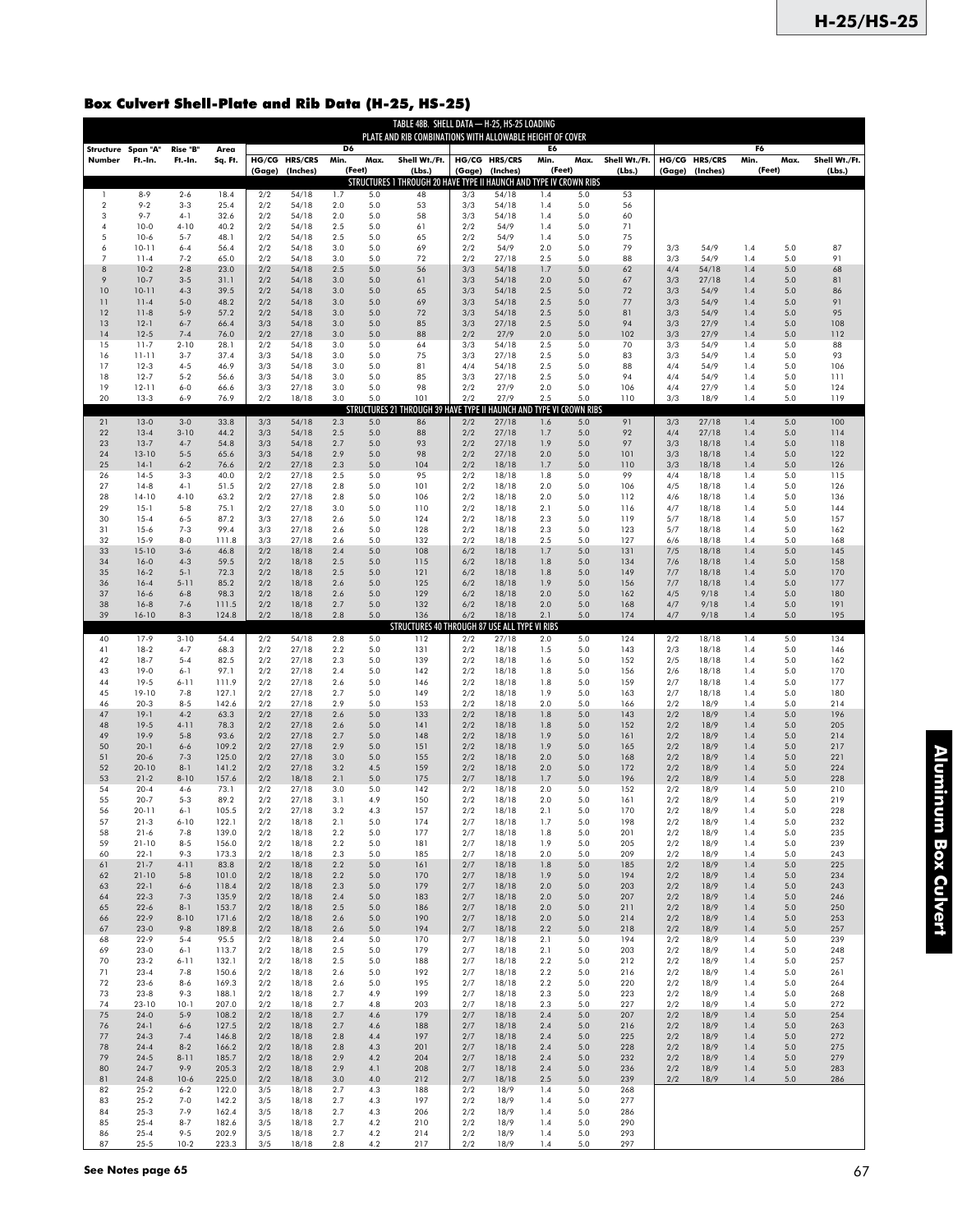## Box Culvert Shell-Plate and Rib Data (H-25, HS-25)

TABLE 48B. SHELL DATA — H-25, HS-25 LOADING
PLATE AND RIB COMBINATIONS WITH ALLOWABLE HEIGHT OF COVER

| Structure Number | Span "A" Ft.-In. | Rise "B" Ft.-In. | Area Sq. Ft. | D6 HG/CG (Gage) | D6 HRS/CRS (Inches) | D6 Min. (Feet) | D6 Max. (Feet) | D6 Shell Wt./Ft. (Lbs.) | E6 HG/CG (Gage) | E6 HRS/CRS (Inches) | E6 Min. (Feet) | E6 Max. (Feet) | E6 Shell Wt./Ft. (Lbs.) | F6 HG/CG (Gage) | F6 HRS/CRS (Inches) | F6 Min. (Feet) | F6 Max. (Feet) | F6 Shell Wt./Ft. (Lbs.) |
|---|---|---|---|---|---|---|---|---|---|---|---|---|---|---|---|---|---|---|
| STRUCTURES 1 THROUGH 20 HAVE TYPE II HAUNCH AND TYPE IV CROWN RIBS | | | | | | | | | | | | | | | | | | |
| 1 | 8-9 | 2-6 | 18.4 | 2/2 | 54/18 | 1.7 | 5.0 | 48 | 3/3 | 54/18 | 1.4 | 5.0 | 53 | | | | | |
| 2 | 9-2 | 3-3 | 25.4 | 2/2 | 54/18 | 2.0 | 5.0 | 53 | 3/3 | 54/18 | 1.4 | 5.0 | 56 | | | | | |
| 3 | 9-7 | 4-1 | 32.6 | 2/2 | 54/18 | 2.0 | 5.0 | 58 | 3/3 | 54/18 | 1.4 | 5.0 | 60 | | | | | |
| 4 | 10-0 | 4-10 | 40.2 | 2/2 | 54/18 | 2.5 | 5.0 | 61 | 2/2 | 54/9 | 1.4 | 5.0 | 71 | | | | | |
| 5 | 10-6 | 5-7 | 48.1 | 2/2 | 54/18 | 2.5 | 5.0 | 65 | 2/2 | 54/9 | 1.4 | 5.0 | 75 | | | | | |
| 6 | 10-11 | 6-4 | 56.4 | 2/2 | 54/18 | 3.0 | 5.0 | 69 | 2/2 | 54/9 | 2.0 | 5.0 | 79 | 3/3 | 54/9 | 1.4 | 5.0 | 87 |
| 7 | 11-4 | 7-2 | 65.0 | 2/2 | 54/18 | 3.0 | 5.0 | 72 | 2/2 | 27/18 | 2.5 | 5.0 | 88 | 3/3 | 54/9 | 1.4 | 5.0 | 91 |
| 8 | 10-2 | 2-8 | 23.0 | 2/2 | 54/18 | 2.5 | 5.0 | 56 | 3/3 | 54/18 | 1.7 | 5.0 | 62 | 4/4 | 54/18 | 1.4 | 5.0 | 68 |
| 9 | 10-7 | 3-5 | 31.1 | 2/2 | 54/18 | 3.0 | 5.0 | 61 | 3/3 | 54/18 | 2.0 | 5.0 | 67 | 3/3 | 27/18 | 1.4 | 5.0 | 81 |
| 10 | 10-11 | 4-3 | 39.5 | 2/2 | 54/18 | 3.0 | 5.0 | 65 | 3/3 | 54/18 | 2.5 | 5.0 | 72 | 3/3 | 54/9 | 1.4 | 5.0 | 86 |
| 11 | 11-4 | 5-0 | 48.2 | 2/2 | 54/18 | 3.0 | 5.0 | 69 | 3/3 | 54/18 | 2.5 | 5.0 | 77 | 3/3 | 54/9 | 1.4 | 5.0 | 91 |
| 12 | 11-8 | 5-9 | 57.2 | 2/2 | 54/18 | 3.0 | 5.0 | 72 | 3/3 | 54/18 | 2.5 | 5.0 | 81 | 3/3 | 54/9 | 1.4 | 5.0 | 95 |
| 13 | 12-1 | 6-7 | 66.4 | 3/3 | 54/18 | 3.0 | 5.0 | 85 | 3/3 | 27/18 | 2.5 | 5.0 | 94 | 3/3 | 27/9 | 1.4 | 5.0 | 108 |
| 14 | 12-5 | 7-4 | 76.0 | 2/2 | 27/18 | 3.0 | 5.0 | 88 | 2/2 | 27/9 | 2.0 | 5.0 | 102 | 3/3 | 27/9 | 1.4 | 5.0 | 112 |
| 15 | 11-7 | 2-10 | 28.1 | 2/2 | 54/18 | 3.0 | 5.0 | 64 | 3/3 | 54/18 | 2.5 | 5.0 | 70 | 3/3 | 54/9 | 1.4 | 5.0 | 88 |
| 16 | 11-11 | 3-7 | 37.4 | 3/3 | 54/18 | 3.0 | 5.0 | 75 | 3/3 | 27/18 | 2.5 | 5.0 | 83 | 3/3 | 54/9 | 1.4 | 5.0 | 93 |
| 17 | 12-3 | 4-5 | 46.9 | 3/3 | 54/18 | 3.0 | 5.0 | 81 | 4/4 | 54/18 | 2.5 | 5.0 | 88 | 4/4 | 54/9 | 1.4 | 5.0 | 106 |
| 18 | 12-7 | 5-2 | 56.6 | 3/3 | 54/18 | 3.0 | 5.0 | 85 | 3/3 | 27/18 | 2.5 | 5.0 | 94 | 4/4 | 54/9 | 1.4 | 5.0 | 111 |
| 19 | 12-11 | 6-0 | 66.6 | 3/3 | 27/18 | 3.0 | 5.0 | 98 | 2/2 | 27/9 | 2.0 | 5.0 | 106 | 4/4 | 27/9 | 1.4 | 5.0 | 124 |
| 20 | 13-3 | 6-9 | 76.9 | 2/2 | 18/18 | 3.0 | 5.0 | 101 | 2/2 | 27/9 | 2.5 | 5.0 | 110 | 3/3 | 18/9 | 1.4 | 5.0 | 119 |
| STRUCTURES 21 THROUGH 39 HAVE TYPE II HAUNCH AND TYPE VI CROWN RIBS | | | | | | | | | | | | | | | | | | |
| 21 | 13-0 | 3-0 | 33.8 | 3/3 | 54/18 | 2.3 | 5.0 | 86 | 2/2 | 27/18 | 1.6 | 5.0 | 91 | 3/3 | 27/18 | 1.4 | 5.0 | 100 |
| 22 | 13-4 | 3-10 | 44.2 | 3/3 | 54/18 | 2.5 | 5.0 | 88 | 2/2 | 27/18 | 1.7 | 5.0 | 92 | 4/4 | 27/18 | 1.4 | 5.0 | 114 |
| 23 | 13-7 | 4-7 | 54.8 | 3/3 | 54/18 | 2.7 | 5.0 | 93 | 2/2 | 27/18 | 1.9 | 5.0 | 97 | 3/3 | 18/18 | 1.4 | 5.0 | 118 |
| 24 | 13-10 | 5-5 | 65.6 | 3/3 | 54/18 | 2.9 | 5.0 | 98 | 2/2 | 27/18 | 2.0 | 5.0 | 101 | 3/3 | 18/18 | 1.4 | 5.0 | 122 |
| 25 | 14-1 | 6-2 | 76.6 | 2/2 | 27/18 | 2.3 | 5.0 | 104 | 2/2 | 18/18 | 1.7 | 5.0 | 110 | 3/3 | 18/18 | 1.4 | 5.0 | 126 |
| 26 | 14-5 | 3-3 | 40.0 | 2/2 | 27/18 | 2.5 | 5.0 | 95 | 2/2 | 18/18 | 1.8 | 5.0 | 99 | 4/4 | 18/18 | 1.4 | 5.0 | 115 |
| 27 | 14-8 | 4-1 | 51.5 | 2/2 | 27/18 | 2.8 | 5.0 | 101 | 2/2 | 18/18 | 2.0 | 5.0 | 106 | 4/5 | 18/18 | 1.4 | 5.0 | 126 |
| 28 | 14-10 | 4-10 | 63.2 | 2/2 | 27/18 | 2.8 | 5.0 | 106 | 2/2 | 18/18 | 2.0 | 5.0 | 112 | 4/6 | 18/18 | 1.4 | 5.0 | 136 |
| 29 | 15-1 | 5-8 | 75.1 | 2/2 | 27/18 | 3.0 | 5.0 | 110 | 2/2 | 18/18 | 2.1 | 5.0 | 116 | 4/7 | 18/18 | 1.4 | 5.0 | 144 |
| 30 | 15-4 | 6-5 | 87.2 | 3/3 | 27/18 | 2.6 | 5.0 | 124 | 2/2 | 18/18 | 2.3 | 5.0 | 119 | 5/7 | 18/18 | 1.4 | 5.0 | 157 |
| 31 | 15-6 | 7-3 | 99.4 | 3/3 | 27/18 | 2.6 | 5.0 | 128 | 2/2 | 18/18 | 2.3 | 5.0 | 123 | 5/7 | 18/18 | 1.4 | 5.0 | 162 |
| 32 | 15-9 | 8-0 | 111.8 | 3/3 | 27/18 | 2.6 | 5.0 | 132 | 2/2 | 18/18 | 2.5 | 5.0 | 127 | 6/6 | 18/18 | 1.4 | 5.0 | 168 |
| 33 | 15-10 | 3-6 | 46.8 | 2/2 | 18/18 | 2.4 | 5.0 | 108 | 6/2 | 18/18 | 1.7 | 5.0 | 131 | 7/5 | 18/18 | 1.4 | 5.0 | 145 |
| 34 | 16-0 | 4-3 | 59.5 | 2/2 | 18/18 | 2.5 | 5.0 | 115 | 6/2 | 18/18 | 1.8 | 5.0 | 134 | 7/6 | 18/18 | 1.4 | 5.0 | 158 |
| 35 | 16-2 | 5-1 | 72.3 | 2/2 | 18/18 | 2.5 | 5.0 | 121 | 6/2 | 18/18 | 1.8 | 5.0 | 149 | 7/7 | 18/18 | 1.4 | 5.0 | 170 |
| 36 | 16-4 | 5-11 | 85.2 | 2/2 | 18/18 | 2.6 | 5.0 | 125 | 6/2 | 18/18 | 1.9 | 5.0 | 156 | 7/7 | 18/18 | 1.4 | 5.0 | 177 |
| 37 | 16-6 | 6-8 | 98.3 | 2/2 | 18/18 | 2.6 | 5.0 | 129 | 6/2 | 18/18 | 2.0 | 5.0 | 162 | 4/5 | 9/18 | 1.4 | 5.0 | 180 |
| 38 | 16-8 | 7-6 | 111.5 | 2/2 | 18/18 | 2.7 | 5.0 | 132 | 6/2 | 18/18 | 2.0 | 5.0 | 168 | 4/7 | 9/18 | 1.4 | 5.0 | 191 |
| 39 | 16-10 | 8-3 | 124.8 | 2/2 | 18/18 | 2.8 | 5.0 | 136 | 6/2 | 18/18 | 2.1 | 5.0 | 174 | 4/7 | 9/18 | 1.4 | 5.0 | 195 |
| STRUCTURES 40 THROUGH 87 USE ALL TYPE VI RIBS | | | | | | | | | | | | | | | | | | |
| 40 | 17-9 | 3-10 | 54.4 | 2/2 | 54/18 | 2.8 | 5.0 | 112 | 2/2 | 27/18 | 2.0 | 5.0 | 124 | 2/2 | 18/18 | 1.4 | 5.0 | 134 |
| 41 | 18-2 | 4-7 | 68.3 | 2/2 | 27/18 | 2.2 | 5.0 | 131 | 2/2 | 18/18 | 1.5 | 5.0 | 143 | 2/3 | 18/18 | 1.4 | 5.0 | 146 |
| 42 | 18-7 | 5-4 | 82.5 | 2/2 | 27/18 | 2.3 | 5.0 | 139 | 2/2 | 18/18 | 1.6 | 5.0 | 152 | 2/5 | 18/18 | 1.4 | 5.0 | 162 |
| 43 | 19-0 | 6-1 | 97.1 | 2/2 | 27/18 | 2.4 | 5.0 | 142 | 2/2 | 18/18 | 1.8 | 5.0 | 156 | 2/6 | 18/18 | 1.4 | 5.0 | 170 |
| 44 | 19-5 | 6-11 | 111.9 | 2/2 | 27/18 | 2.6 | 5.0 | 146 | 2/2 | 18/18 | 1.8 | 5.0 | 159 | 2/7 | 18/18 | 1.4 | 5.0 | 177 |
| 45 | 19-10 | 7-8 | 127.1 | 2/2 | 27/18 | 2.7 | 5.0 | 149 | 2/2 | 18/18 | 1.9 | 5.0 | 163 | 2/7 | 18/18 | 1.4 | 5.0 | 180 |
| 46 | 20-3 | 8-5 | 142.6 | 2/2 | 27/18 | 2.9 | 5.0 | 153 | 2/2 | 18/18 | 2.0 | 5.0 | 166 | 2/2 | 18/9 | 1.4 | 5.0 | 214 |
| 47 | 19-1 | 4-2 | 63.3 | 2/2 | 27/18 | 2.6 | 5.0 | 133 | 2/2 | 18/18 | 1.8 | 5.0 | 143 | 2/2 | 18/9 | 1.4 | 5.0 | 196 |
| 48 | 19-5 | 4-11 | 78.3 | 2/2 | 27/18 | 2.6 | 5.0 | 141 | 2/2 | 18/18 | 1.8 | 5.0 | 152 | 2/2 | 18/9 | 1.4 | 5.0 | 205 |
| 49 | 19-9 | 5-8 | 93.6 | 2/2 | 27/18 | 2.7 | 5.0 | 148 | 2/2 | 18/18 | 1.9 | 5.0 | 161 | 2/2 | 18/9 | 1.4 | 5.0 | 214 |
| 50 | 20-1 | 6-6 | 109.2 | 2/2 | 27/18 | 2.9 | 5.0 | 151 | 2/2 | 18/18 | 1.9 | 5.0 | 165 | 2/2 | 18/9 | 1.4 | 5.0 | 217 |
| 51 | 20-6 | 7-3 | 125.0 | 2/2 | 27/18 | 3.0 | 5.0 | 155 | 2/2 | 18/18 | 2.0 | 5.0 | 168 | 2/2 | 18/9 | 1.4 | 5.0 | 221 |
| 52 | 20-10 | 8-1 | 141.2 | 2/2 | 27/18 | 3.2 | 4.5 | 159 | 2/2 | 18/18 | 2.0 | 5.0 | 172 | 2/2 | 18/9 | 1.4 | 5.0 | 224 |
| 53 | 21-2 | 8-10 | 157.6 | 2/2 | 18/18 | 2.1 | 5.0 | 175 | 2/7 | 18/18 | 1.7 | 5.0 | 196 | 2/2 | 18/9 | 1.4 | 5.0 | 228 |
| 54 | 20-4 | 4-6 | 73.1 | 2/2 | 27/18 | 3.0 | 5.0 | 142 | 2/2 | 18/18 | 2.0 | 5.0 | 152 | 2/2 | 18/9 | 1.4 | 5.0 | 210 |
| 55 | 20-7 | 5-3 | 89.2 | 2/2 | 27/18 | 3.1 | 4.9 | 150 | 2/2 | 18/18 | 2.0 | 5.0 | 161 | 2/2 | 18/9 | 1.4 | 5.0 | 219 |
| 56 | 20-11 | 6-1 | 105.5 | 2/2 | 27/18 | 3.2 | 4.3 | 157 | 2/2 | 18/18 | 2.1 | 5.0 | 170 | 2/2 | 18/9 | 1.4 | 5.0 | 228 |
| 57 | 21-3 | 6-10 | 122.1 | 2/2 | 18/18 | 2.1 | 5.0 | 174 | 2/7 | 18/18 | 1.7 | 5.0 | 198 | 2/2 | 18/9 | 1.4 | 5.0 | 232 |
| 58 | 21-6 | 7-8 | 139.0 | 2/2 | 18/18 | 2.2 | 5.0 | 177 | 2/7 | 18/18 | 1.8 | 5.0 | 201 | 2/2 | 18/9 | 1.4 | 5.0 | 235 |
| 59 | 21-10 | 8-5 | 156.0 | 2/2 | 18/18 | 2.2 | 5.0 | 181 | 2/7 | 18/18 | 1.9 | 5.0 | 205 | 2/2 | 18/9 | 1.4 | 5.0 | 239 |
| 60 | 22-1 | 9-3 | 173.3 | 2/2 | 18/18 | 2.3 | 5.0 | 185 | 2/7 | 18/18 | 2.0 | 5.0 | 209 | 2/2 | 18/9 | 1.4 | 5.0 | 243 |
| 61 | 21-7 | 4-11 | 83.8 | 2/2 | 18/18 | 2.2 | 5.0 | 161 | 2/7 | 18/18 | 1.8 | 5.0 | 185 | 2/2 | 18/9 | 1.4 | 5.0 | 225 |
| 62 | 21-10 | 5-8 | 101.0 | 2/2 | 18/18 | 2.2 | 5.0 | 170 | 2/7 | 18/18 | 1.9 | 5.0 | 194 | 2/2 | 18/9 | 1.4 | 5.0 | 234 |
| 63 | 22-1 | 6-6 | 118.4 | 2/2 | 18/18 | 2.3 | 5.0 | 179 | 2/7 | 18/18 | 2.0 | 5.0 | 203 | 2/2 | 18/9 | 1.4 | 5.0 | 243 |
| 64 | 22-3 | 7-3 | 135.9 | 2/2 | 18/18 | 2.4 | 5.0 | 183 | 2/7 | 18/18 | 2.0 | 5.0 | 207 | 2/2 | 18/9 | 1.4 | 5.0 | 246 |
| 65 | 22-6 | 8-1 | 153.7 | 2/2 | 18/18 | 2.5 | 5.0 | 186 | 2/7 | 18/18 | 2.0 | 5.0 | 211 | 2/2 | 18/9 | 1.4 | 5.0 | 250 |
| 66 | 22-9 | 8-10 | 171.6 | 2/2 | 18/18 | 2.6 | 5.0 | 190 | 2/7 | 18/18 | 2.0 | 5.0 | 214 | 2/2 | 18/9 | 1.4 | 5.0 | 253 |
| 67 | 23-0 | 9-8 | 189.8 | 2/2 | 18/18 | 2.6 | 5.0 | 194 | 2/7 | 18/18 | 2.2 | 5.0 | 218 | 2/2 | 18/9 | 1.4 | 5.0 | 257 |
| 68 | 22-9 | 5-4 | 95.5 | 2/2 | 18/18 | 2.4 | 5.0 | 170 | 2/7 | 18/18 | 2.1 | 5.0 | 194 | 2/2 | 18/9 | 1.4 | 5.0 | 239 |
| 69 | 23-0 | 6-1 | 113.7 | 2/2 | 18/18 | 2.5 | 5.0 | 179 | 2/7 | 18/18 | 2.1 | 5.0 | 203 | 2/2 | 18/9 | 1.4 | 5.0 | 248 |
| 70 | 23-2 | 6-11 | 132.1 | 2/2 | 18/18 | 2.5 | 5.0 | 188 | 2/7 | 18/18 | 2.2 | 5.0 | 212 | 2/2 | 18/9 | 1.4 | 5.0 | 257 |
| 71 | 23-4 | 7-8 | 150.6 | 2/2 | 18/18 | 2.6 | 5.0 | 192 | 2/7 | 18/18 | 2.2 | 5.0 | 216 | 2/2 | 18/9 | 1.4 | 5.0 | 261 |
| 72 | 23-6 | 8-6 | 169.3 | 2/2 | 18/18 | 2.6 | 5.0 | 195 | 2/7 | 18/18 | 2.2 | 5.0 | 220 | 2/2 | 18/9 | 1.4 | 5.0 | 264 |
| 73 | 23-8 | 9-3 | 188.1 | 2/2 | 18/18 | 2.7 | 4.9 | 199 | 2/7 | 18/18 | 2.3 | 5.0 | 223 | 2/2 | 18/9 | 1.4 | 5.0 | 268 |
| 74 | 23-10 | 10-1 | 207.0 | 2/2 | 18/18 | 2.7 | 4.8 | 203 | 2/7 | 18/18 | 2.3 | 5.0 | 227 | 2/2 | 18/9 | 1.4 | 5.0 | 272 |
| 75 | 24-0 | 5-9 | 108.2 | 2/2 | 18/18 | 2.7 | 4.6 | 179 | 2/7 | 18/18 | 2.4 | 5.0 | 207 | 2/2 | 18/9 | 1.4 | 5.0 | 254 |
| 76 | 24-1 | 6-6 | 127.5 | 2/2 | 18/18 | 2.7 | 4.6 | 188 | 2/7 | 18/18 | 2.4 | 5.0 | 216 | 2/2 | 18/9 | 1.4 | 5.0 | 263 |
| 77 | 24-3 | 7-4 | 146.8 | 2/2 | 18/18 | 2.8 | 4.4 | 197 | 2/7 | 18/18 | 2.4 | 5.0 | 225 | 2/2 | 18/9 | 1.4 | 5.0 | 272 |
| 78 | 24-4 | 8-2 | 166.2 | 2/2 | 18/18 | 2.8 | 4.3 | 201 | 2/7 | 18/18 | 2.4 | 5.0 | 228 | 2/2 | 18/9 | 1.4 | 5.0 | 275 |
| 79 | 24-5 | 8-11 | 185.7 | 2/2 | 18/18 | 2.9 | 4.2 | 204 | 2/7 | 18/18 | 2.4 | 5.0 | 232 | 2/2 | 18/9 | 1.4 | 5.0 | 279 |
| 80 | 24-7 | 9-9 | 205.3 | 2/2 | 18/18 | 2.9 | 4.1 | 208 | 2/7 | 18/18 | 2.4 | 5.0 | 236 | 2/2 | 18/9 | 1.4 | 5.0 | 283 |
| 81 | 24-8 | 10-6 | 225.0 | 2/2 | 18/18 | 3.0 | 4.0 | 212 | 2/7 | 18/18 | 2.5 | 5.0 | 239 | 2/2 | 18/9 | 1.4 | 5.0 | 286 |
| 82 | 25-2 | 6-2 | 122.0 | 3/5 | 18/18 | 2.7 | 4.3 | 188 | 2/2 | 18/9 | 1.4 | 5.0 | 268 | | | | | |
| 83 | 25-2 | 7-0 | 142.2 | 3/5 | 18/18 | 2.7 | 4.3 | 197 | 2/2 | 18/9 | 1.4 | 5.0 | 277 | | | | | |
| 84 | 25-3 | 7-9 | 162.4 | 3/5 | 18/18 | 2.7 | 4.3 | 206 | 2/2 | 18/9 | 1.4 | 5.0 | 286 | | | | | |
| 85 | 25-4 | 8-7 | 182.6 | 3/5 | 18/18 | 2.7 | 4.2 | 210 | 2/2 | 18/9 | 1.4 | 5.0 | 290 | | | | | |
| 86 | 25-4 | 9-5 | 202.9 | 3/5 | 18/18 | 2.7 | 4.2 | 214 | 2/2 | 18/9 | 1.4 | 5.0 | 293 | | | | | |
| 87 | 25-5 | 10-2 | 223.3 | 3/5 | 18/18 | 2.8 | 4.2 | 217 | 2/2 | 18/9 | 1.4 | 5.0 | 297 | | | | | |

**See Notes page 65**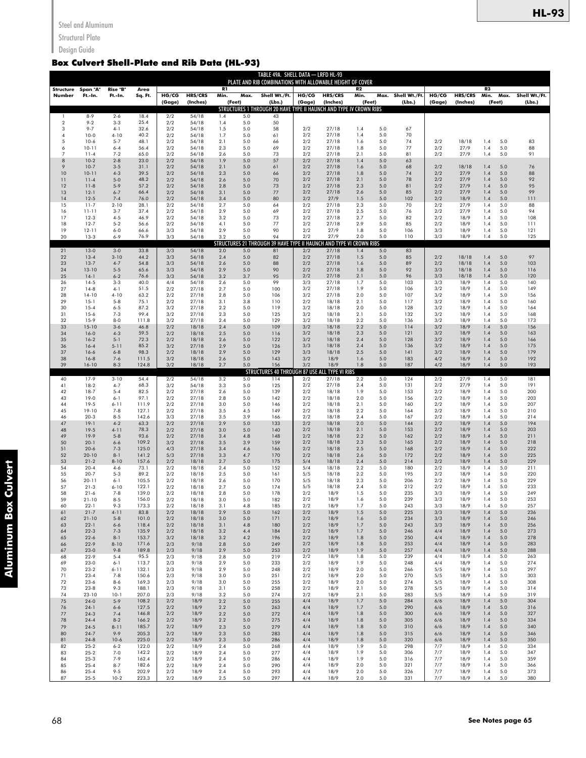## Box Culvert Shell-Plate and Rib Data (HL-93)

**TABLE 49A. SHELL DATA — LRFD HL-93**
**PLATE AND RIB COMBINATIONS WITH ALLOWABLE HEIGHT OF COVER**

| Structure Number | Span "A" Ft.-In. | Rise "B" Ft.-In. | Area Sq. Ft. | R1 | | | | | R2 | | | | | R3 | | | | |
|---|---|---|---|---|---|---|---|---|---|---|---|---|---|---|---|---|---|---|
| | | | | HG/CG (Gage) | HRS/CRS (Inches) | Min. (Feet) | Max. (Feet) | Shell Wt./Ft. (Lbs.) | HG/CG (Gage) | HRS/CRS (Inches) | Min. (Feet) | Max. (Feet) | Shell Wt./Ft. (Lbs.) | HG/CG (Gage) | HRS/CRS (Inches) | Min. (Feet) | Max. (Feet) | Shell Wt./Ft. (Lbs.) |
| STRUCTURES 1 THROUGH 20 HAVE TYPE II HAUNCH AND TYPE IV CROWN RIBS | | | | | | | | | | | | | | | | | | |
| 1 | 8-9 | 2-6 | 18.4 | 2/2 | 54/18 | 1.4 | 5.0 | 43 | | | | | | | | | | |
| 2 | 9-2 | 3-3 | 25.4 | 2/2 | 54/18 | 1.4 | 5.0 | 50 | | | | | | | | | | |
| 3 | 9-7 | 4-1 | 32.6 | 2/2 | 54/18 | 1.5 | 5.0 | 58 | 2/2 | 27/18 | 1.4 | 5.0 | 67 | | | | | |
| 4 | 10-0 | 4-10 | 40.2 | 2/2 | 54/18 | 1.7 | 5.0 | 61 | 2/2 | 27/18 | 1.4 | 5.0 | 70 | | | | | |
| 5 | 10-6 | 5-7 | 48.1 | 2/2 | 54/18 | 2.1 | 5.0 | 66 | 2/2 | 27/18 | 1.6 | 5.0 | 74 | 2/2 | 18/18 | 1.4 | 5.0 | 83 |
| 6 | 10-11 | 6-4 | 56.4 | 2/2 | 54/18 | 2.3 | 5.0 | 69 | 2/2 | 27/18 | 1.8 | 5.0 | 77 | 2/2 | 27/9 | 1.4 | 5.0 | 88 |
| 7 | 11-4 | 7-2 | 65.0 | 2/2 | 54/18 | 2.6 | 5.0 | 73 | 2/2 | 27/18 | 2.1 | 5.0 | 81 | 2/2 | 27/9 | 1.4 | 5.0 | 91 |
| 8 | 10-2 | 2-8 | 23.0 | 2/2 | 54/18 | 1.9 | 5.0 | 57 | 2/2 | 27/18 | 1.4 | 5.0 | 63 | | | | | |
| 9 | 10-7 | 3-5 | 31.1 | 2/2 | 54/18 | 2.1 | 5.0 | 61 | 2/2 | 27/18 | 1.6 | 5.0 | 68 | 2/2 | 18/18 | 1.4 | 5.0 | 76 |
| 10 | 10-11 | 4-3 | 39.5 | 2/2 | 54/18 | 2.3 | 5.0 | 66 | 2/2 | 27/18 | 1.8 | 5.0 | 74 | 2/2 | 27/9 | 1.4 | 5.0 | 88 |
| 11 | 11-4 | 5-0 | 48.2 | 2/2 | 54/18 | 2.6 | 5.0 | 70 | 2/2 | 27/18 | 2.1 | 5.0 | 78 | 2/2 | 27/9 | 1.4 | 5.0 | 92 |
| 12 | 11-8 | 5-9 | 57.2 | 2/2 | 54/18 | 2.8 | 5.0 | 73 | 2/2 | 27/18 | 2.3 | 5.0 | 81 | 2/2 | 27/9 | 1.4 | 5.0 | 95 |
| 13 | 12-1 | 6-7 | 66.4 | 2/2 | 54/18 | 3.1 | 5.0 | 77 | 2/2 | 27/18 | 2.6 | 5.0 | 85 | 2/2 | 27/9 | 1.4 | 5.0 | 99 |
| 14 | 12-5 | 7-4 | 76.0 | 2/2 | 54/18 | 3.4 | 5.0 | 80 | 2/2 | 27/9 | 1.5 | 5.0 | 102 | 2/2 | 18/9 | 1.4 | 5.0 | 111 |
| 15 | 11-7 | 2-10 | 28.1 | 2/2 | 54/18 | 2.7 | 5.0 | 64 | 2/2 | 27/18 | 2.3 | 5.0 | 70 | 2/2 | 27/9 | 1.4 | 5.0 | 88 |
| 16 | 11-11 | 3-7 | 37.4 | 2/2 | 54/18 | 2.9 | 5.0 | 69 | 2/2 | 27/18 | 2.5 | 5.0 | 76 | 2/2 | 27/9 | 1.4 | 5.0 | 94 |
| 17 | 12-3 | 4-5 | 46.9 | 2/2 | 54/18 | 3.2 | 5.0 | 73 | 2/2 | 27/18 | 2.7 | 5.0 | 82 | 2/2 | 18/9 | 1.4 | 5.0 | 108 |
| 18 | 12-7 | 5-2 | 56.6 | 2/2 | 54/18 | 4.1 | 5.0 | 77 | 2/2 | 27/18 | 2.9 | 5.0 | 85 | 2/2 | 18/9 | 1.4 | 5.0 | 111 |
| 19 | 12-11 | 6-0 | 66.6 | 3/3 | 54/18 | 2.9 | 5.0 | 90 | 2/2 | 27/9 | 1.8 | 5.0 | 106 | 3/3 | 18/9 | 1.4 | 5.0 | 121 |
| 20 | 13-3 | 6-9 | 76.9 | 3/3 | 54/18 | 3.2 | 5.0 | 94 | 2/2 | 27/9 | 2.0 | 5.0 | 110 | 3/3 | 18/9 | 1.4 | 5.0 | 125 |
| STRUCTURES 21 THROUGH 39 HAVE TYPE II HAUNCH AND TYPE IV CROWN RIBS | | | | | | | | | | | | | | | | | | |
| 21 | 13-0 | 3-0 | 33.8 | 3/3 | 54/18 | 2.0 | 5.0 | 81 | 2/2 | 27/18 | 1.4 | 5.0 | 83 | | | | | |
| 22 | 13-4 | 3-10 | 44.2 | 3/3 | 54/18 | 2.4 | 5.0 | 82 | 2/2 | 27/18 | 1.5 | 5.0 | 85 | 2/2 | 18/18 | 1.4 | 5.0 | 97 |
| 23 | 13-7 | 4-7 | 54.8 | 3/3 | 54/18 | 2.6 | 5.0 | 88 | 2/2 | 27/18 | 1.6 | 5.0 | 89 | 2/2 | 18/18 | 1.4 | 5.0 | 103 |
| 24 | 13-10 | 5-5 | 65.6 | 3/3 | 54/18 | 2.9 | 5.0 | 90 | 2/2 | 27/18 | 1.8 | 5.0 | 92 | 3/3 | 18/18 | 1.4 | 5.0 | 116 |
| 25 | 14-1 | 6-2 | 76.6 | 3/3 | 54/18 | 3.2 | 3.7 | 95 | 2/2 | 27/18 | 2.1 | 5.0 | 96 | 3/3 | 18/18 | 1.4 | 5.0 | 120 |
| 26 | 14-5 | 3-3 | 40.0 | 4/4 | 54/18 | 2.6 | 5.0 | 99 | 3/3 | 27/18 | 1.7 | 5.0 | 103 | 3/3 | 18/9 | 1.4 | 5.0 | 140 |
| 27 | 14-8 | 4-1 | 51.5 | 2/2 | 27/18 | 2.7 | 5.0 | 100 | 3/2 | 27/18 | 1.9 | 5.0 | 106 | 3/2 | 18/9 | 1.4 | 5.0 | 149 |
| 28 | 14-10 | 4-10 | 63.2 | 2/2 | 27/18 | 2.8 | 5.0 | 106 | 3/2 | 27/18 | 2.0 | 5.0 | 107 | 3/2 | 18/9 | 1.4 | 5.0 | 156 |
| 29 | 15-1 | 5-8 | 75.1 | 2/2 | 27/18 | 3.1 | 3.8 | 110 | 3/2 | 18/18 | 2.1 | 5.0 | 117 | 3/2 | 18/9 | 1.4 | 5.0 | 160 |
| 30 | 15-4 | 6-5 | 87.2 | 3/2 | 27/18 | 2.2 | 5.0 | 119 | 3/2 | 18/18 | 2.0 | 5.0 | 128 | 3/2 | 18/9 | 1.4 | 5.0 | 164 |
| 31 | 15-6 | 7-3 | 99.4 | 3/2 | 27/18 | 2.3 | 5.0 | 125 | 3/2 | 18/18 | 2.1 | 5.0 | 132 | 3/2 | 18/9 | 1.4 | 5.0 | 168 |
| 32 | 15-9 | 8-0 | 111.8 | 3/2 | 27/18 | 2.4 | 5.0 | 129 | 3/2 | 18/18 | 2.2 | 5.0 | 136 | 3/2 | 18/9 | 1.4 | 5.0 | 173 |
| 33 | 15-10 | 3-6 | 46.8 | 2/2 | 18/18 | 2.4 | 5.0 | 109 | 3/2 | 18/18 | 2.2 | 5.0 | 114 | 3/2 | 18/9 | 1.4 | 5.0 | 156 |
| 34 | 16-0 | 4-3 | 59.5 | 2/2 | 18/18 | 2.5 | 5.0 | 116 | 3/2 | 18/18 | 2.3 | 5.0 | 121 | 3/2 | 18/9 | 1.4 | 5.0 | 163 |
| 35 | 16-2 | 5-1 | 72.3 | 2/2 | 18/18 | 2.6 | 5.0 | 122 | 3/2 | 18/18 | 2.4 | 5.0 | 128 | 3/2 | 18/9 | 1.4 | 5.0 | 166 |
| 36 | 16-4 | 5-11 | 85.2 | 3/2 | 27/18 | 2.9 | 5.0 | 126 | 3/3 | 18/18 | 2.4 | 5.0 | 136 | 3/2 | 18/9 | 1.4 | 5.0 | 175 |
| 37 | 16-6 | 6-8 | 98.3 | 2/2 | 18/18 | 2.9 | 5.0 | 129 | 3/3 | 18/18 | 2.5 | 5.0 | 141 | 3/2 | 18/9 | 1.4 | 5.0 | 179 |
| 38 | 16-8 | 7-6 | 111.5 | 3/2 | 18/18 | 2.6 | 5.0 | 143 | 3/2 | 18/9 | 1.6 | 5.0 | 183 | 4/2 | 18/9 | 1.4 | 5.0 | 192 |
| 39 | 16-10 | 8-3 | 124.8 | 3/2 | 18/18 | 2.7 | 5.0 | 156 | 3/2 | 18/9 | 1.8 | 5.0 | 187 | 4/2 | 18/9 | 1.4 | 5.0 | 193 |
| STRUCTURES 40 THROUGH 87 USE ALL TYPE VI RIBS | | | | | | | | | | | | | | | | | | |
| 40 | 17-9 | 3-10 | 54.4 | 2/2 | 54/18 | 3.2 | 5.0 | 114 | 2/2 | 27/18 | 2.2 | 5.0 | 124 | 2/2 | 27/9 | 1.4 | 5.0 | 181 |
| 41 | 18-2 | 4-7 | 68.3 | 3/2 | 54/18 | 3.3 | 5.0 | 125 | 2/2 | 27/18 | 2.4 | 5.0 | 131 | 2/2 | 27/9 | 1.4 | 5.0 | 191 |
| 42 | 18-7 | 5-4 | 82.5 | 2/2 | 27/18 | 2.6 | 5.0 | 139 | 2/2 | 18/18 | 1.9 | 5.0 | 153 | 2/2 | 18/9 | 1.4 | 5.0 | 200 |
| 43 | 19-0 | 6-1 | 97.1 | 2/2 | 27/18 | 2.8 | 5.0 | 142 | 2/2 | 18/18 | 2.0 | 5.0 | 156 | 2/2 | 18/9 | 1.4 | 5.0 | 203 |
| 44 | 19-5 | 6-11 | 111.9 | 2/2 | 27/18 | 3.0 | 5.0 | 146 | 2/2 | 18/18 | 2.1 | 5.0 | 160 | 2/2 | 18/9 | 1.4 | 5.0 | 207 |
| 45 | 19-10 | 7-8 | 127.1 | 2/2 | 27/18 | 3.5 | 4.5 | 149 | 2/2 | 18/18 | 2.2 | 5.0 | 164 | 2/2 | 18/9 | 1.4 | 5.0 | 210 |
| 46 | 20-3 | 8-5 | 142.6 | 3/3 | 27/18 | 3.5 | 3.9 | 166 | 2/2 | 18/18 | 2.4 | 5.0 | 167 | 2/2 | 18/9 | 1.4 | 5.0 | 214 |
| 47 | 19-1 | 4-2 | 63.3 | 2/2 | 27/18 | 2.9 | 5.0 | 133 | 2/2 | 18/18 | 2.0 | 5.0 | 144 | 2/2 | 18/9 | 1.4 | 5.0 | 194 |
| 48 | 19-5 | 4-11 | 78.3 | 2/2 | 27/18 | 3.0 | 5.0 | 140 | 2/2 | 18/18 | 2.1 | 5.0 | 153 | 2/2 | 18/9 | 1.4 | 5.0 | 203 |
| 49 | 19-9 | 5-8 | 93.6 | 2/2 | 27/18 | 3.4 | 4.8 | 148 | 2/2 | 18/18 | 2.2 | 5.0 | 162 | 2/2 | 18/9 | 1.4 | 5.0 | 211 |
| 50 | 20-1 | 6-6 | 109.2 | 3/2 | 27/18 | 3.5 | 3.9 | 159 | 2/2 | 18/18 | 2.3 | 5.0 | 165 | 2/2 | 18/9 | 1.4 | 5.0 | 218 |
| 51 | 20-6 | 7-3 | 125.0 | 4/3 | 27/18 | 3.4 | 4.6 | 166 | 2/2 | 18/18 | 2.5 | 5.0 | 168 | 2/2 | 18/9 | 1.4 | 5.0 | 222 |
| 52 | 20-10 | 8-1 | 141.2 | 5/3 | 27/18 | 3.3 | 4.7 | 170 | 2/2 | 18/18 | 2.6 | 5.0 | 172 | 2/2 | 18/9 | 1.4 | 5.0 | 225 |
| 53 | 21-2 | 8-10 | 157.6 | 2/2 | 18/18 | 2.7 | 5.0 | 175 | 5/4 | 18/18 | 2.4 | 5.0 | 214 | 2/2 | 18/9 | 1.4 | 5.0 | 229 |
| 54 | 20-4 | 4-6 | 73.1 | 2/2 | 18/18 | 2.4 | 5.0 | 152 | 5/4 | 18/18 | 2.2 | 5.0 | 180 | 2/2 | 18/9 | 1.4 | 5.0 | 211 |
| 55 | 20-7 | 5-3 | 89.2 | 2/2 | 18/18 | 2.5 | 5.0 | 161 | 5/5 | 18/18 | 2.2 | 5.0 | 195 | 2/2 | 18/9 | 1.4 | 5.0 | 220 |
| 56 | 20-11 | 6-1 | 105.5 | 2/2 | 18/18 | 2.6 | 5.0 | 170 | 5/5 | 18/18 | 2.3 | 5.0 | 206 | 2/2 | 18/9 | 1.4 | 5.0 | 229 |
| 57 | 21-3 | 6-10 | 122.1 | 2/2 | 18/18 | 2.7 | 5.0 | 174 | 5/5 | 18/18 | 2.4 | 5.0 | 212 | 2/2 | 18/9 | 1.4 | 5.0 | 233 |
| 58 | 21-6 | 7-8 | 139.0 | 2/2 | 18/18 | 2.8 | 5.0 | 178 | 2/2 | 18/9 | 1.5 | 5.0 | 235 | 3/3 | 18/9 | 1.4 | 5.0 | 249 |
| 59 | 21-10 | 8-5 | 156.0 | 2/2 | 18/18 | 3.0 | 5.0 | 182 | 2/2 | 18/9 | 1.6 | 5.0 | 239 | 3/3 | 18/9 | 1.4 | 5.0 | 253 |
| 60 | 22-1 | 9-3 | 173.3 | 2/2 | 18/18 | 3.1 | 4.8 | 185 | 2/2 | 18/9 | 1.7 | 5.0 | 243 | 3/3 | 18/9 | 1.4 | 5.0 | 257 |
| 61 | 21-7 | 4-11 | 83.8 | 2/2 | 18/18 | 2.9 | 5.0 | 162 | 2/2 | 18/9 | 1.5 | 5.0 | 225 | 3/3 | 18/9 | 1.4 | 5.0 | 236 |
| 62 | 21-10 | 5-8 | 101.0 | 2/2 | 18/18 | 3.0 | 5.0 | 171 | 2/2 | 18/9 | 1.6 | 5.0 | 234 | 3/3 | 18/9 | 1.4 | 5.0 | 246 |
| 63 | 22-1 | 6-6 | 118.4 | 2/2 | 18/18 | 3.1 | 4.8 | 180 | 2/2 | 18/9 | 1.7 | 5.0 | 243 | 3/3 | 18/9 | 1.4 | 5.0 | 256 |
| 64 | 22-3 | 7-3 | 135.9 | 2/2 | 18/18 | 3.2 | 4.4 | 184 | 2/2 | 18/9 | 1.7 | 5.0 | 246 | 4/4 | 18/9 | 1.4 | 5.0 | 273 |
| 65 | 22-6 | 8-1 | 153.7 | 3/2 | 18/18 | 3.2 | 4.2 | 196 | 2/2 | 18/9 | 1.8 | 5.0 | 250 | 4/4 | 18/9 | 1.4 | 5.0 | 278 |
| 66 | 22-9 | 8-10 | 171.6 | 2/3 | 9/18 | 2.8 | 5.0 | 249 | 2/2 | 18/9 | 1.8 | 5.0 | 253 | 4/4 | 18/9 | 1.4 | 5.0 | 283 |
| 67 | 23-0 | 9-8 | 189.8 | 2/3 | 9/18 | 2.9 | 5.0 | 253 | 2/2 | 18/9 | 1.9 | 5.0 | 257 | 4/4 | 18/9 | 1.4 | 5.0 | 288 |
| 68 | 22-9 | 5-4 | 95.5 | 2/3 | 9/18 | 2.8 | 5.0 | 219 | 2/2 | 18/9 | 1.8 | 5.0 | 239 | 4/4 | 18/9 | 1.4 | 5.0 | 263 |
| 69 | 23-0 | 6-1 | 113.7 | 2/3 | 9/18 | 2.9 | 5.0 | 233 | 2/2 | 18/9 | 1.9 | 5.0 | 248 | 4/4 | 18/9 | 1.4 | 5.0 | 274 |
| 70 | 23-2 | 6-11 | 132.1 | 2/3 | 9/18 | 2.9 | 5.0 | 248 | 2/2 | 18/9 | 2.0 | 5.0 | 266 | 5/5 | 18/9 | 1.4 | 5.0 | 297 |
| 71 | 23-4 | 7-8 | 150.6 | 2/3 | 9/18 | 3.0 | 5.0 | 251 | 2/2 | 18/9 | 2.0 | 5.0 | 270 | 5/5 | 18/9 | 1.4 | 5.0 | 303 |
| 72 | 23-6 | 8-6 | 169.3 | 2/3 | 9/18 | 3.0 | 5.0 | 255 | 2/2 | 18/9 | 2.0 | 5.0 | 274 | 5/5 | 18/9 | 1.4 | 5.0 | 308 |
| 73 | 23-8 | 9-3 | 188.1 | 2/3 | 9/18 | 3.1 | 5.0 | 258 | 2/2 | 18/9 | 2.1 | 5.0 | 278 | 5/5 | 18/9 | 1.4 | 5.0 | 314 |
| 74 | 23-10 | 10-1 | 207.0 | 2/3 | 9/18 | 3.2 | 5.0 | 274 | 2/2 | 18/9 | 2.1 | 5.0 | 283 | 5/5 | 18/9 | 1.4 | 5.0 | 319 |
| 75 | 24-0 | 5-9 | 108.2 | 2/2 | 18/9 | 2.2 | 5.0 | 255 | 4/4 | 18/9 | 1.7 | 5.0 | 284 | 6/6 | 18/9 | 1.4 | 5.0 | 304 |
| 76 | 24-1 | 6-6 | 127.5 | 2/2 | 18/9 | 2.2 | 5.0 | 263 | 4/4 | 18/9 | 1.7 | 5.0 | 290 | 6/6 | 18/9 | 1.4 | 5.0 | 316 |
| 77 | 24-3 | 7-4 | 146.8 | 2/2 | 18/9 | 2.2 | 5.0 | 272 | 4/4 | 18/9 | 1.8 | 5.0 | 300 | 6/6 | 18/9 | 1.4 | 5.0 | 327 |
| 78 | 24-4 | 8-2 | 166.2 | 2/2 | 18/9 | 2.2 | 5.0 | 275 | 4/4 | 18/9 | 1.8 | 5.0 | 305 | 6/6 | 18/9 | 1.4 | 5.0 | 334 |
| 79 | 24-5 | 8-11 | 185.7 | 2/2 | 18/9 | 2.3 | 5.0 | 279 | 4/4 | 18/9 | 1.8 | 5.0 | 310 | 6/6 | 18/9 | 1.4 | 5.0 | 340 |
| 80 | 24-7 | 9-9 | 205.3 | 2/2 | 18/9 | 2.3 | 5.0 | 283 | 4/4 | 18/9 | 1.8 | 5.0 | 315 | 6/6 | 18/9 | 1.4 | 5.0 | 346 |
| 81 | 24-8 | 10-6 | 225.0 | 2/2 | 18/9 | 2.3 | 5.0 | 286 | 4/4 | 18/9 | 1.8 | 5.0 | 320 | 6/6 | 18/9 | 1.4 | 5.0 | 350 |
| 82 | 25-2 | 6-2 | 122.0 | 2/2 | 18/9 | 2.4 | 5.0 | 268 | 4/4 | 18/9 | 1.9 | 5.0 | 298 | 7/7 | 18/9 | 1.4 | 5.0 | 334 |
| 83 | 25-2 | 7-0 | 142.2 | 2/2 | 18/9 | 2.4 | 5.0 | 277 | 4/4 | 18/9 | 1.9 | 5.0 | 306 | 7/7 | 18/9 | 1.4 | 5.0 | 347 |
| 84 | 25-3 | 7-9 | 162.4 | 2/2 | 18/9 | 2.4 | 5.0 | 286 | 4/4 | 18/9 | 1.9 | 5.0 | 316 | 7/7 | 18/9 | 1.4 | 5.0 | 359 |
| 85 | 25-4 | 8-7 | 182.6 | 2/2 | 18/9 | 2.4 | 5.0 | 290 | 4/4 | 18/9 | 2.0 | 5.0 | 321 | 7/7 | 18/9 | 1.4 | 5.0 | 366 |
| 86 | 25-4 | 9-5 | 202.9 | 2/2 | 18/9 | 2.4 | 5.0 | 293 | 4/4 | 18/9 | 2.0 | 5.0 | 326 | 7/7 | 18/9 | 1.4 | 5.0 | 373 |
| 87 | 25-5 | 10-2 | 223.3 | 2/2 | 18/9 | 2.5 | 5.0 | 297 | 4/4 | 18/9 | 2.0 | 5.0 | 331 | 7/7 | 18/9 | 1.4 | 5.0 | 380 |

**See Notes page 65**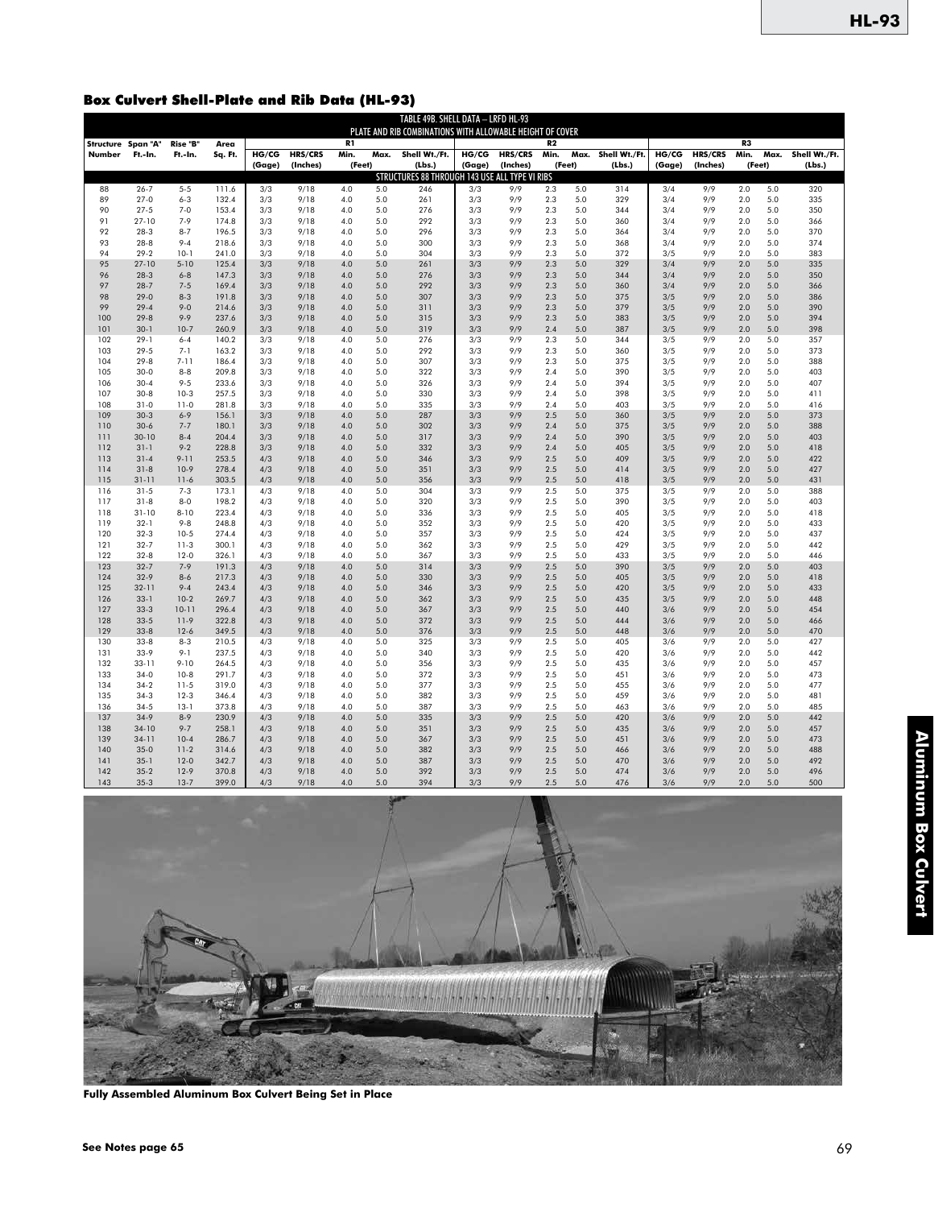## Box Culvert Shell-Plate and Rib Data (HL-93)

| TABLE 49B. SHELL DATA – LRFD HL-93 PLATE AND RIB COMBINATIONS WITH ALLOWABLE HEIGHT OF COVER | | | | | | | | | | | | | | | | | | | |
|---|---|---|---|---|---|---|---|---|---|---|---|---|---|---|---|---|---|---|---|
| | | | | R1 | | | | | R2 | | | | | R3 | | | | | |
| Structure Number | Span "A" Ft.-In. | Rise "B" Ft.-In. | Area Sq. Ft. | HG/CG (Gage) | HRS/CRS (Inches) | Min. (Feet) | Max. (Feet) | Shell Wt./Ft. (Lbs.) | HG/CG (Gage) | HRS/CRS (Inches) | Min. (Feet) | Max. (Feet) | Shell Wt./Ft. (Lbs.) | HG/CG (Gage) | HRS/CRS (Inches) | Min. (Feet) | Max. (Feet) | Shell Wt./Ft. (Lbs.) |
| STRUCTURES 88 THROUGH 143 USE ALL TYPE VI RIBS | | | | | | | | | | | | | | | | | | | |
| 88 | 26-7 | 5-5 | 111.6 | 3/3 | 9/18 | 4.0 | 5.0 | 246 | 3/3 | 9/9 | 2.3 | 5.0 | 314 | 3/4 | 9/9 | 2.0 | 5.0 | 320 |
| 89 | 27-0 | 6-3 | 132.4 | 3/3 | 9/18 | 4.0 | 5.0 | 261 | 3/3 | 9/9 | 2.3 | 5.0 | 329 | 3/4 | 9/9 | 2.0 | 5.0 | 335 |
| 90 | 27-5 | 7-0 | 153.4 | 3/3 | 9/18 | 4.0 | 5.0 | 276 | 3/3 | 9/9 | 2.3 | 5.0 | 344 | 3/4 | 9/9 | 2.0 | 5.0 | 350 |
| 91 | 27-10 | 7-9 | 174.8 | 3/3 | 9/18 | 4.0 | 5.0 | 292 | 3/3 | 9/9 | 2.3 | 5.0 | 360 | 3/4 | 9/9 | 2.0 | 5.0 | 366 |
| 92 | 28-3 | 8-7 | 196.5 | 3/3 | 9/18 | 4.0 | 5.0 | 296 | 3/3 | 9/9 | 2.3 | 5.0 | 364 | 3/4 | 9/9 | 2.0 | 5.0 | 370 |
| 93 | 28-8 | 9-4 | 218.6 | 3/3 | 9/18 | 4.0 | 5.0 | 300 | 3/3 | 9/9 | 2.3 | 5.0 | 368 | 3/4 | 9/9 | 2.0 | 5.0 | 374 |
| 94 | 29-2 | 10-1 | 241.0 | 3/3 | 9/18 | 4.0 | 5.0 | 304 | 3/3 | 9/9 | 2.3 | 5.0 | 372 | 3/5 | 9/9 | 2.0 | 5.0 | 383 |
| 95 | 27-10 | 5-10 | 125.4 | 3/3 | 9/18 | 4.0 | 5.0 | 261 | 3/3 | 9/9 | 2.3 | 5.0 | 329 | 3/4 | 9/9 | 2.0 | 5.0 | 335 |
| 96 | 28-3 | 6-8 | 147.3 | 3/3 | 9/18 | 4.0 | 5.0 | 276 | 3/3 | 9/9 | 2.3 | 5.0 | 344 | 3/4 | 9/9 | 2.0 | 5.0 | 350 |
| 97 | 28-7 | 7-5 | 169.4 | 3/3 | 9/18 | 4.0 | 5.0 | 292 | 3/3 | 9/9 | 2.3 | 5.0 | 360 | 3/4 | 9/9 | 2.0 | 5.0 | 366 |
| 98 | 29-0 | 8-3 | 191.8 | 3/3 | 9/18 | 4.0 | 5.0 | 307 | 3/3 | 9/9 | 2.3 | 5.0 | 375 | 3/5 | 9/9 | 2.0 | 5.0 | 386 |
| 99 | 29-4 | 9-0 | 214.6 | 3/3 | 9/18 | 4.0 | 5.0 | 311 | 3/3 | 9/9 | 2.3 | 5.0 | 379 | 3/5 | 9/9 | 2.0 | 5.0 | 390 |
| 100 | 29-8 | 9-9 | 237.6 | 3/3 | 9/18 | 4.0 | 5.0 | 315 | 3/3 | 9/9 | 2.3 | 5.0 | 383 | 3/5 | 9/9 | 2.0 | 5.0 | 394 |
| 101 | 30-1 | 10-7 | 260.9 | 3/3 | 9/18 | 4.0 | 5.0 | 319 | 3/3 | 9/9 | 2.4 | 5.0 | 387 | 3/5 | 9/9 | 2.0 | 5.0 | 398 |
| 102 | 29-1 | 6-4 | 140.2 | 3/3 | 9/18 | 4.0 | 5.0 | 276 | 3/3 | 9/9 | 2.3 | 5.0 | 344 | 3/5 | 9/9 | 2.0 | 5.0 | 357 |
| 103 | 29-5 | 7-1 | 163.2 | 3/3 | 9/18 | 4.0 | 5.0 | 292 | 3/3 | 9/9 | 2.3 | 5.0 | 360 | 3/5 | 9/9 | 2.0 | 5.0 | 373 |
| 104 | 29-8 | 7-11 | 186.4 | 3/3 | 9/18 | 4.0 | 5.0 | 307 | 3/3 | 9/9 | 2.3 | 5.0 | 375 | 3/5 | 9/9 | 2.0 | 5.0 | 388 |
| 105 | 30-0 | 8-8 | 209.8 | 3/3 | 9/18 | 4.0 | 5.0 | 322 | 3/3 | 9/9 | 2.4 | 5.0 | 390 | 3/5 | 9/9 | 2.0 | 5.0 | 403 |
| 106 | 30-4 | 9-5 | 233.6 | 3/3 | 9/18 | 4.0 | 5.0 | 326 | 3/3 | 9/9 | 2.4 | 5.0 | 394 | 3/5 | 9/9 | 2.0 | 5.0 | 407 |
| 107 | 30-8 | 10-3 | 257.5 | 3/3 | 9/18 | 4.0 | 5.0 | 330 | 3/3 | 9/9 | 2.4 | 5.0 | 398 | 3/5 | 9/9 | 2.0 | 5.0 | 411 |
| 108 | 31-0 | 11-0 | 281.8 | 3/3 | 9/18 | 4.0 | 5.0 | 335 | 3/3 | 9/9 | 2.4 | 5.0 | 403 | 3/5 | 9/9 | 2.0 | 5.0 | 416 |
| 109 | 30-3 | 6-9 | 156.1 | 3/3 | 9/18 | 4.0 | 5.0 | 287 | 3/3 | 9/9 | 2.5 | 5.0 | 360 | 3/5 | 9/9 | 2.0 | 5.0 | 373 |
| 110 | 30-6 | 7-7 | 180.1 | 3/3 | 9/18 | 4.0 | 5.0 | 302 | 3/3 | 9/9 | 2.4 | 5.0 | 375 | 3/5 | 9/9 | 2.0 | 5.0 | 388 |
| 111 | 30-10 | 8-4 | 204.4 | 3/3 | 9/18 | 4.0 | 5.0 | 317 | 3/3 | 9/9 | 2.4 | 5.0 | 390 | 3/5 | 9/9 | 2.0 | 5.0 | 403 |
| 112 | 31-1 | 9-2 | 228.8 | 3/3 | 9/18 | 4.0 | 5.0 | 332 | 3/3 | 9/9 | 2.4 | 5.0 | 405 | 3/5 | 9/9 | 2.0 | 5.0 | 418 |
| 113 | 31-4 | 9-11 | 253.5 | 4/3 | 9/18 | 4.0 | 5.0 | 346 | 3/3 | 9/9 | 2.5 | 5.0 | 409 | 3/5 | 9/9 | 2.0 | 5.0 | 422 |
| 114 | 31-8 | 10-9 | 278.4 | 4/3 | 9/18 | 4.0 | 5.0 | 351 | 3/3 | 9/9 | 2.5 | 5.0 | 414 | 3/5 | 9/9 | 2.0 | 5.0 | 427 |
| 115 | 31-11 | 11-6 | 303.5 | 4/3 | 9/18 | 4.0 | 5.0 | 356 | 3/3 | 9/9 | 2.5 | 5.0 | 418 | 3/5 | 9/9 | 2.0 | 5.0 | 431 |
| 116 | 31-5 | 7-3 | 173.1 | 4/3 | 9/18 | 4.0 | 5.0 | 304 | 3/3 | 9/9 | 2.5 | 5.0 | 375 | 3/5 | 9/9 | 2.0 | 5.0 | 388 |
| 117 | 31-8 | 8-0 | 198.2 | 4/3 | 9/18 | 4.0 | 5.0 | 320 | 3/3 | 9/9 | 2.5 | 5.0 | 390 | 3/5 | 9/9 | 2.0 | 5.0 | 403 |
| 118 | 31-10 | 8-10 | 223.4 | 4/3 | 9/18 | 4.0 | 5.0 | 336 | 3/3 | 9/9 | 2.5 | 5.0 | 405 | 3/5 | 9/9 | 2.0 | 5.0 | 418 |
| 119 | 32-1 | 9-8 | 248.8 | 4/3 | 9/18 | 4.0 | 5.0 | 352 | 3/3 | 9/9 | 2.5 | 5.0 | 420 | 3/5 | 9/9 | 2.0 | 5.0 | 433 |
| 120 | 32-3 | 10-5 | 274.4 | 4/3 | 9/18 | 4.0 | 5.0 | 357 | 3/3 | 9/9 | 2.5 | 5.0 | 424 | 3/5 | 9/9 | 2.0 | 5.0 | 437 |
| 121 | 32-7 | 11-3 | 300.1 | 4/3 | 9/18 | 4.0 | 5.0 | 362 | 3/3 | 9/9 | 2.5 | 5.0 | 429 | 3/5 | 9/9 | 2.0 | 5.0 | 442 |
| 122 | 32-8 | 12-0 | 326.1 | 4/3 | 9/18 | 4.0 | 5.0 | 367 | 3/3 | 9/9 | 2.5 | 5.0 | 433 | 3/5 | 9/9 | 2.0 | 5.0 | 446 |
| 123 | 32-7 | 7-9 | 191.3 | 4/3 | 9/18 | 4.0 | 5.0 | 314 | 3/3 | 9/9 | 2.5 | 5.0 | 390 | 3/5 | 9/9 | 2.0 | 5.0 | 403 |
| 124 | 32-9 | 8-6 | 217.3 | 4/3 | 9/18 | 4.0 | 5.0 | 330 | 3/3 | 9/9 | 2.5 | 5.0 | 405 | 3/5 | 9/9 | 2.0 | 5.0 | 418 |
| 125 | 32-11 | 9-4 | 243.4 | 4/3 | 9/18 | 4.0 | 5.0 | 346 | 3/3 | 9/9 | 2.5 | 5.0 | 420 | 3/5 | 9/9 | 2.0 | 5.0 | 433 |
| 126 | 33-1 | 10-2 | 269.7 | 4/3 | 9/18 | 4.0 | 5.0 | 362 | 3/3 | 9/9 | 2.5 | 5.0 | 435 | 3/5 | 9/9 | 2.0 | 5.0 | 448 |
| 127 | 33-3 | 10-11 | 296.4 | 4/3 | 9/18 | 4.0 | 5.0 | 367 | 3/3 | 9/9 | 2.5 | 5.0 | 440 | 3/6 | 9/9 | 2.0 | 5.0 | 454 |
| 128 | 33-5 | 11-9 | 322.8 | 4/3 | 9/18 | 4.0 | 5.0 | 372 | 3/3 | 9/9 | 2.5 | 5.0 | 444 | 3/6 | 9/9 | 2.0 | 5.0 | 466 |
| 129 | 33-8 | 12-6 | 349.5 | 4/3 | 9/18 | 4.0 | 5.0 | 376 | 3/3 | 9/9 | 2.5 | 5.0 | 448 | 3/6 | 9/9 | 2.0 | 5.0 | 470 |
| 130 | 33-8 | 8-3 | 210.5 | 4/3 | 9/18 | 4.0 | 5.0 | 325 | 3/3 | 9/9 | 2.5 | 5.0 | 405 | 3/6 | 9/9 | 2.0 | 5.0 | 427 |
| 131 | 33-9 | 9-1 | 237.5 | 4/3 | 9/18 | 4.0 | 5.0 | 340 | 3/3 | 9/9 | 2.5 | 5.0 | 420 | 3/6 | 9/9 | 2.0 | 5.0 | 442 |
| 132 | 33-11 | 9-10 | 264.5 | 4/3 | 9/18 | 4.0 | 5.0 | 356 | 3/3 | 9/9 | 2.5 | 5.0 | 435 | 3/6 | 9/9 | 2.0 | 5.0 | 457 |
| 133 | 34-0 | 10-8 | 291.7 | 4/3 | 9/18 | 4.0 | 5.0 | 372 | 3/3 | 9/9 | 2.5 | 5.0 | 451 | 3/6 | 9/9 | 2.0 | 5.0 | 473 |
| 134 | 34-2 | 11-5 | 319.0 | 4/3 | 9/18 | 4.0 | 5.0 | 377 | 3/3 | 9/9 | 2.5 | 5.0 | 455 | 3/6 | 9/9 | 2.0 | 5.0 | 477 |
| 135 | 34-3 | 12-3 | 346.4 | 4/3 | 9/18 | 4.0 | 5.0 | 382 | 3/3 | 9/9 | 2.5 | 5.0 | 459 | 3/6 | 9/9 | 2.0 | 5.0 | 481 |
| 136 | 34-5 | 13-1 | 373.8 | 4/3 | 9/18 | 4.0 | 5.0 | 387 | 3/3 | 9/9 | 2.5 | 5.0 | 463 | 3/6 | 9/9 | 2.0 | 5.0 | 485 |
| 137 | 34-9 | 8-9 | 230.9 | 4/3 | 9/18 | 4.0 | 5.0 | 335 | 3/3 | 9/9 | 2.5 | 5.0 | 420 | 3/6 | 9/9 | 2.0 | 5.0 | 442 |
| 138 | 34-10 | 9-7 | 258.1 | 4/3 | 9/18 | 4.0 | 5.0 | 351 | 3/3 | 9/9 | 2.5 | 5.0 | 435 | 3/6 | 9/9 | 2.0 | 5.0 | 457 |
| 139 | 34-11 | 10-4 | 286.7 | 4/3 | 9/18 | 4.0 | 5.0 | 367 | 3/3 | 9/9 | 2.5 | 5.0 | 451 | 3/6 | 9/9 | 2.0 | 5.0 | 473 |
| 140 | 35-0 | 11-2 | 314.6 | 4/3 | 9/18 | 4.0 | 5.0 | 382 | 3/3 | 9/9 | 2.5 | 5.0 | 466 | 3/6 | 9/9 | 2.0 | 5.0 | 488 |
| 141 | 35-1 | 12-0 | 342.7 | 4/3 | 9/18 | 4.0 | 5.0 | 387 | 3/3 | 9/9 | 2.5 | 5.0 | 470 | 3/6 | 9/9 | 2.0 | 5.0 | 492 |
| 142 | 35-2 | 12-9 | 370.8 | 4/3 | 9/18 | 4.0 | 5.0 | 392 | 3/3 | 9/9 | 2.5 | 5.0 | 474 | 3/6 | 9/9 | 2.0 | 5.0 | 496 |
| 143 | 35-3 | 13-7 | 399.0 | 4/3 | 9/18 | 4.0 | 5.0 | 394 | 3/3 | 9/9 | 2.5 | 5.0 | 476 | 3/6 | 9/9 | 2.0 | 5.0 | 500 |

**Fully Assembled Aluminum Box Culvert Being Set in Place**

**See Notes page 65**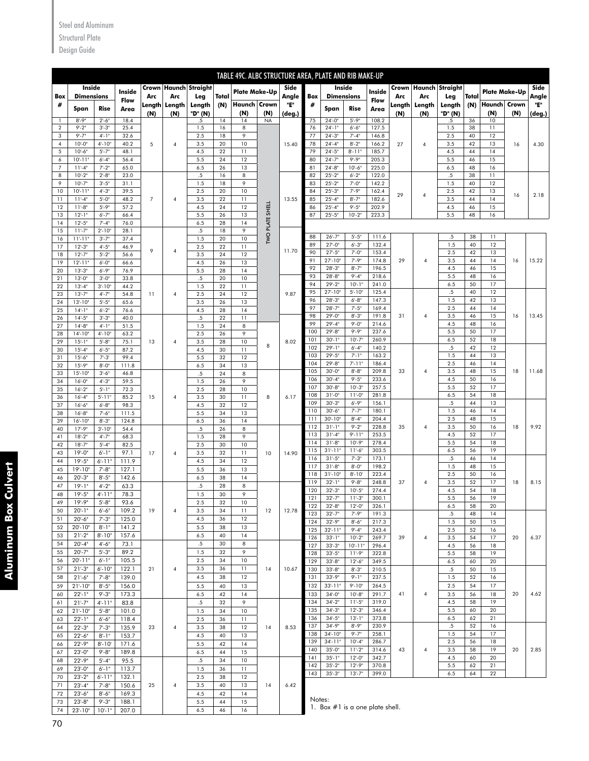## TABLE 49C. ALBC STRUCTURE AREA, PLATE AND RIB MAKE-UP

| Box # | Inside Dimensions Span | Inside Dimensions Rise | Inside Flow Area | Crown Arc Length (N) | Haunch Arc Length (N) | Straight Leg Length "D" (N) | Total (N) | Plate Make-Up Haunch (N) | Plate Make-Up Crown (N) | Side Angle "E" (deg.) |
|---|---|---|---|---|---|---|---|---|---|---|
| 1 | 8'-9" | 2'-6" | 18.4 | 5 | 4 | .5 | 14 | 14 | NA | 15.40 |
| 2 | 9'-2" | 3'-3" | 25.4 | | | 1.5 | 16 | 8 | TWO PLATE SHELL | |
| 3 | 9'-7" | 4'-1" | 32.6 | | | 2.5 | 18 | 9 | | |
| 4 | 10'-0" | 4'-10" | 40.2 | | | 3.5 | 20 | 10 | | |
| 5 | 10'-6" | 5'-7" | 48.1 | | | 4.5 | 22 | 11 | | |
| 6 | 10'-11" | 6'-4" | 56.4 | | | 5.5 | 24 | 12 | | |
| 7 | 11'-4" | 7'-2" | 65.0 | | | 6.5 | 26 | 13 | | |
| 8 | 10'-2" | 2'-8" | 23.0 | 7 | 4 | .5 | 16 | 8 | | 13.55 |
| 9 | 10'-7" | 3'-5" | 31.1 | | | 1.5 | 18 | 9 | | |
| 10 | 10'-11" | 4'-3" | 39.5 | | | 2.5 | 20 | 10 | | |
| 11 | 11'-4" | 5'-0" | 48.2 | | | 3.5 | 22 | 11 | | |
| 12 | 11'-8" | 5'-9" | 57.2 | | | 4.5 | 24 | 12 | | |
| 13 | 12'-1" | 6'-7" | 66.4 | | | 5.5 | 26 | 13 | | |
| 14 | 12'-5" | 7'-4" | 76.0 | | | 6.5 | 28 | 14 | | |
| 15 | 11'-7" | 2'-10" | 28.1 | 9 | 4 | .5 | 18 | 9 | | 11.70 |
| 16 | 11'-11" | 3'-7" | 37.4 | | | 1.5 | 20 | 10 | | |
| 17 | 12'-3" | 4'-5" | 46.9 | | | 2.5 | 22 | 11 | | |
| 18 | 12'-7" | 5'-2" | 56.6 | | | 3.5 | 24 | 12 | | |
| 19 | 12'-11" | 6'-0" | 66.6 | | | 4.5 | 26 | 13 | | |
| 20 | 13'-3" | 6'-9" | 76.9 | | | 5.5 | 28 | 14 | | |
| 21 | 13'-0" | 3'-0" | 33.8 | 11 | 4 | .5 | 20 | 10 | | 9.87 |
| 22 | 13'-4" | 3'-10" | 44.2 | | | 1.5 | 22 | 11 | | |
| 23 | 13'-7" | 4'-7" | 54.8 | | | 2.5 | 24 | 12 | | |
| 24 | 13'-10" | 5'-5" | 65.6 | | | 3.5 | 26 | 13 | | |
| 25 | 14'-1" | 6'-2" | 76.6 | | | 4.5 | 28 | 14 | | |
| 26 | 14'-5" | 3'-3" | 40.0 | 13 | 4 | .5 | 22 | 11 | | 8.02 |
| 27 | 14'-8" | 4'-1" | 51.5 | | | 1.5 | 24 | 8 | 8 | |
| 28 | 14'-10" | 4'-10" | 63.2 | | | 2.5 | 26 | 9 | | |
| 29 | 15'-1" | 5'-8" | 75.1 | | | 3.5 | 28 | 10 | | |
| 30 | 15'-4" | 6'-5" | 87.2 | | | 4.5 | 30 | 11 | | |
| 31 | 15'-6" | 7'-3' | 99.4 | | | 5.5 | 32 | 12 | | |
| 32 | 15'-9" | 8'-0" | 111.8 | | | 6.5 | 34 | 13 | | |
| 33 | 15'-10" | 3'-6" | 46.8 | 15 | 4 | .5 | 24 | 8 | 8 | 6.17 |
| 34 | 16'-0" | 4'-3" | 59.5 | | | 1.5 | 26 | 9 | | |
| 35 | 16'-2" | 5'-1" | 72.3 | | | 2.5 | 28 | 10 | | |
| 36 | 16'-4" | 5'-11" | 85.2 | | | 3.5 | 30 | 11 | | |
| 37 | 16'-6" | 6'-8" | 98.3 | | | 4.5 | 32 | 12 | | |
| 38 | 16'-8" | 7'-6" | 111.5 | | | 5.5 | 34 | 13 | | |
| 39 | 16'-10" | 8'-3" | 124.8 | | | 6.5 | 36 | 14 | | |
| 40 | 17'-9" | 3'-10" | 54.4 | 17 | 4 | .5 | 26 | 8 | 10 | 14.90 |
| 41 | 18'-2" | 4'-7" | 68.3 | | | 1.5 | 28 | 9 | | |
| 42 | 18'-7" | 5'-4" | 82.5 | | | 2.5 | 30 | 10 | | |
| 43 | 19'-0" | 6'-1" | 97.1 | | | 3.5 | 32 | 11 | | |
| 44 | 19'-5" | 6'-11" | 111.9 | | | 4.5 | 34 | 12 | | |
| 45 | 19'-10" | 7'-8" | 127.1 | | | 5.5 | 36 | 13 | | |
| 46 | 20'-3" | 8'-5" | 142.6 | | | 6.5 | 38 | 14 | | |
| 47 | 19'-1" | 4'-2" | 63.3 | 19 | 4 | .5 | 28 | 8 | 12 | 12.78 |
| 48 | 19'-5" | 4'-11" | 78.3 | | | 1.5 | 30 | 9 | | |
| 49 | 19'-9" | 5'-8" | 93.6 | | | 2.5 | 32 | 10 | | |
| 50 | 20'-1" | 6'-6" | 109.2 | | | 3.5 | 34 | 11 | | |
| 51 | 20'-6" | 7'-3" | 125.0 | | | 4.5 | 36 | 12 | | |
| 52 | 20'-10" | 8'-1" | 141.2 | | | 5.5 | 38 | 13 | | |
| 53 | 21'-2" | 8'-10" | 157.6 | | | 6.5 | 40 | 14 | | |
| 54 | 20'-4" | 4'-6" | 73.1 | 21 | 4 | .5 | 30 | 8 | 14 | 10.67 |
| 55 | 20'-7" | 5'-3" | 89.2 | | | 1.5 | 32 | 9 | | |
| 56 | 20'-11" | 6'-1" | 105.5 | | | 2.5 | 34 | 10 | | |
| 57 | 21'-3" | 6'-10" | 122.1 | | | 3.5 | 36 | 11 | | |
| 58 | 21'-6" | 7'-8" | 139.0 | | | 4.5 | 38 | 12 | | |
| 59 | 21'-10" | 8'-5" | 156.0 | | | 5.5 | 40 | 13 | | |
| 60 | 22'-1" | 9'-3" | 173.3 | | | 6.5 | 42 | 14 | | |
| 61 | 21'-7" | 4'-11" | 83.8 | 23 | 4 | .5 | 32 | 9 | 14 | 8.53 |
| 62 | 21'-10" | 5'-8" | 101.0 | | | 1.5 | 34 | 10 | | |
| 63 | 22'-1" | 6'-6" | 118.4 | | | 2.5 | 36 | 11 | | |
| 64 | 22'-3" | 7'-3" | 135.9 | | | 3.5 | 38 | 12 | | |
| 65 | 22'-6" | 8'-1" | 153.7 | | | 4.5 | 40 | 13 | | |
| 66 | 22'-9" | 8'-10' | 171.6 | | | 5.5 | 42 | 14 | | |
| 67 | 23'-0" | 9'-8" | 189.8 | | | 6.5 | 44 | 15 | | |
| 68 | 22'-9" | 5'-4" | 95.5 | 25 | 4 | .5 | 34 | 10 | 14 | 6.42 |
| 69 | 23'-0" | 6'-1" | 113.7 | | | 1.5 | 36 | 11 | | |
| 70 | 23'-2" | 6'-11" | 132.1 | | | 2.5 | 38 | 12 | | |
| 71 | 23'-4" | 7'-8" | 150.6 | | | 3.5 | 40 | 13 | | |
| 72 | 23'-6" | 8'-6" | 169.3 | | | 4.5 | 42 | 14 | | |
| 73 | 23'-8" | 9'-3" | 188.1 | | | 5.5 | 44 | 15 | | |
| 74 | 23'-10" | 10'-1" | 207.0 | | | 6.5 | 46 | 16 | | |
| 75 | 24'-0" | 5'-9" | 108.2 | 27 | 4 | .5 | 36 | 10 | 16 | 4.30 |
| 76 | 24'-1" | 6'-6" | 127.5 | | | 1.5 | 38 | 11 | | |
| 77 | 24'-3" | 7'-4" | 146.8 | | | 2.5 | 40 | 12 | | |
| 78 | 24'-4" | 8'-2" | 166.2 | | | 3.5 | 42 | 13 | | |
| 79 | 24'-5" | 8'-11" | 185.7 | | | 4.5 | 44 | 14 | | |
| 80 | 24'-7" | 9'-9" | 205.3 | | | 5.5 | 46 | 15 | | |
| 81 | 24'-8" | 10'-6" | 225.0 | | | 6.5 | 48 | 16 | | |
| 82 | 25'-2" | 6'-2" | 122.0 | 29 | 4 | .5 | 38 | 11 | 16 | 2.18 |
| 83 | 25'-2" | 7'-0" | 142.2 | | | 1.5 | 40 | 12 | | |
| 84 | 25'-3" | 7'-9" | 162.4 | | | 2.5 | 42 | 13 | | |
| 85 | 25'-4" | 8'-7" | 182.6 | | | 3.5 | 44 | 14 | | |
| 86 | 25'-4" | 9'-5" | 202.9 | | | 4.5 | 46 | 15 | | |
| 87 | 25'-5" | 10'-2" | 223.3 | | | 5.5 | 48 | 16 | | |
| 88 | 26'-7" | 5'-5" | 111.6 | 29 | 4 | .5 | 38 | 11 | 16 | 15.22 |
| 89 | 27'-0" | 6'-3" | 132.4 | | | 1.5 | 40 | 12 | | |
| 90 | 27'-5" | 7'-0" | 153.4 | | | 2.5 | 42 | 13 | | |
| 91 | 27'-10" | 7'-9" | 174.8 | | | 3.5 | 44 | 14 | | |
| 92 | 28'-3" | 8'-7" | 196.5 | | | 4.5 | 46 | 15 | | |
| 93 | 28'-8" | 9'-4" | 218.6 | | | 5.5 | 48 | 16 | | |
| 94 | 29'-2" | 10'-1" | 241.0 | | | 6.5 | 50 | 17 | | |
| 95 | 27'-10" | 5'-10" | 125.4 | 31 | 4 | .5 | 40 | 12 | 16 | 13.45 |
| 96 | 28'-3" | 6'-8" | 147.3 | | | 1.5 | 42 | 13 | | |
| 97 | 28'-7" | 7'-5" | 169.4 | | | 2.5 | 44 | 14 | | |
| 98 | 29'-0" | 8'-3" | 191.8 | | | 3.5 | 46 | 15 | | |
| 99 | 29'-4" | 9'-0" | 214.6 | | | 4.5 | 48 | 16 | | |
| 100 | 29'-8" | 9'-9" | 237.6 | | | 5.5 | 50 | 17 | | |
| 101 | 30'-1" | 10'-7" | 260.9 | | | 6.5 | 52 | 18 | | |
| 102 | 29'-1" | 6'-4" | 140.2 | 33 | 4 | .5 | 42 | 12 | 18 | 11.68 |
| 103 | 29'-5" | 7'-1" | 163.2 | | | 1.5 | 44 | 13 | | |
| 104 | 29'-8" | 7'-11" | 186.4 | | | 2.5 | 46 | 14 | | |
| 105 | 30'-0" | 8'-8" | 209.8 | | | 3.5 | 48 | 15 | | |
| 106 | 30'-4" | 9'-5" | 233.6 | | | 4.5 | 50 | 16 | | |
| 107 | 30'-8" | 10'-3" | 257.5 | | | 5.5 | 52 | 17 | | |
| 108 | 31'-0" | 11'-0" | 281.8 | | | 6.5 | 54 | 18 | | |
| 109 | 30'-3" | 6'-9" | 156.1 | 35 | 4 | .5 | 44 | 13 | 18 | 9.92 |
| 110 | 30'-6" | 7'-7" | 180.1 | | | 1.5 | 46 | 14 | | |
| 111 | 30'-10" | 8'-4" | 204.4 | | | 2.5 | 48 | 15 | | |
| 112 | 31'-1" | 9'-2" | 228.8 | | | 3.5 | 50 | 16 | | |
| 113 | 31'-4" | 9'-11" | 253.5 | | | 4.5 | 52 | 17 | | |
| 114 | 31'-8" | 10'-9" | 278.4 | | | 5.5 | 54 | 18 | | |
| 115 | 31'-11" | 11'-6" | 303.5 | | | 6.5 | 56 | 19 | | |
| 116 | 31'-5" | 7'-3" | 173.1 | 37 | 4 | .5 | 46 | 14 | 18 | 8.15 |
| 117 | 31'-8" | 8'-0" | 198.2 | | | 1.5 | 48 | 15 | | |
| 118 | 31'-10" | 8'-10' | 223.4 | | | 2.5 | 50 | 16 | | |
| 119 | 32'-1" | 9'-8" | 248.8 | | | 3.5 | 52 | 17 | | |
| 120 | 32'-3" | 10'-5" | 274.4 | | | 4.5 | 54 | 18 | | |
| 121 | 32'-7" | 11'-3" | 300.1 | | | 5.5 | 56 | 19 | | |
| 122 | 32'-8" | 12'-0" | 326.1 | | | 6.5 | 58 | 20 | | |
| 123 | 32'-7" | 7'-9" | 191.3 | 39 | 4 | .5 | 48 | 14 | 20 | 6.37 |
| 124 | 32'-9" | 8'-6" | 217.3 | | | 1.5 | 50 | 15 | | |
| 125 | 32'-11" | 9'-4" | 243.4 | | | 2.5 | 52 | 16 | | |
| 126 | 33'-1" | 10'-2" | 269.7 | | | 3.5 | 54 | 17 | | |
| 127 | 33'-3" | 10'-11" | 296.4 | | | 4.5 | 56 | 18 | | |
| 128 | 33'-5" | 11'-9" | 322.8 | | | 5.5 | 58 | 19 | | |
| 129 | 33'-8" | 12'-6" | 349.5 | | | 6.5 | 60 | 20 | | |
| 130 | 33'-8" | 8'-3" | 210.5 | 41 | 4 | .5 | 50 | 15 | 20 | 4.62 |
| 131 | 33'-9" | 9'-1" | 237.5 | | | 1.5 | 52 | 16 | | |
| 132 | 33'-11" | 9'-10" | 264.5 | | | 2.5 | 54 | 17 | | |
| 133 | 34'-0" | 10'-8" | 291.7 | | | 3.5 | 56 | 18 | | |
| 134 | 34'-2" | 11'-5" | 319.0 | | | 4.5 | 58 | 19 | | |
| 135 | 34'-3" | 12'-3" | 346.4 | | | 5.5 | 60 | 20 | | |
| 136 | 34'-5" | 13'-1" | 373.8 | | | 6.5 | 62 | 21 | | |
| 137 | 34'-9" | 8'-9" | 230.9 | 43 | 4 | .5 | 52 | 16 | 20 | 2.85 |
| 138 | 34'-10" | 9'-7" | 258.1 | | | 1.5 | 54 | 17 | | |
| 139 | 34'-11" | 10'-4" | 286.7 | | | 2.5 | 56 | 18 | | |
| 140 | 35'-0" | 11'-2" | 314.6 | | | 3.5 | 58 | 19 | | |
| 141 | 35'-1" | 12'-0" | 342.7 | | | 4.5 | 60 | 20 | | |
| 142 | 35'-2" | 12'-9" | 370.8 | | | 5.5 | 62 | 21 | | |
| 143 | 35'-3" | 13'-7" | 399.0 | | | 6.5 | 64 | 22 | | |

Notes:
1. Box #1 is a one plate shell.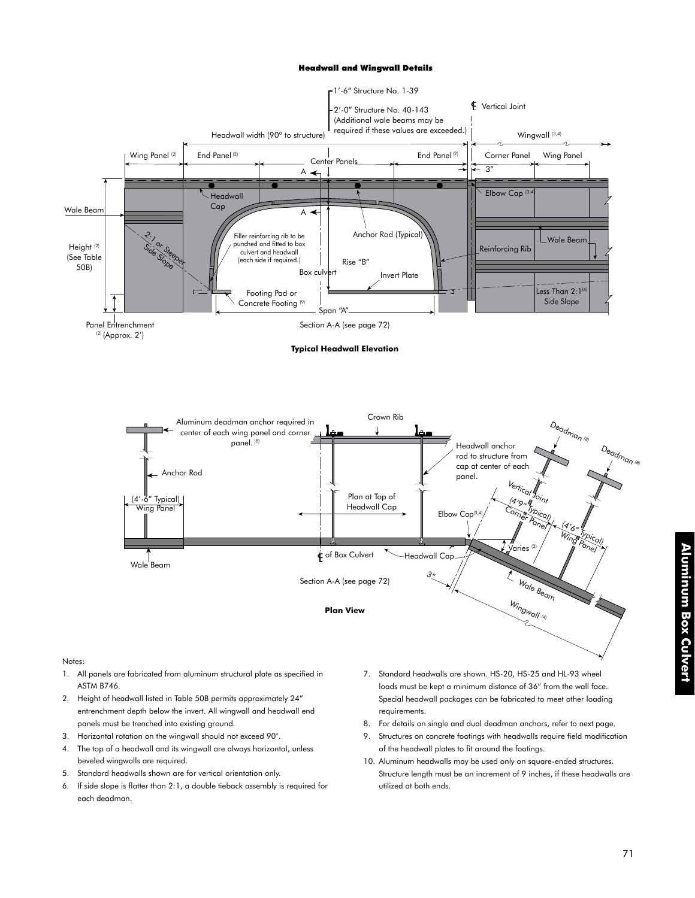## Headwall and Wingwall Details

**Typical Headwall Elevation**

**Plan View**

Notes:

1. All panels are fabricated from aluminum structural plate as specified in ASTM B746.
2. Height of headwall listed in Table 50B permits approximately 24" entrenchment depth below the invert. All wingwall and headwall end panels must be trenched into existing ground.
3. Horizontal rotation on the wingwall should not exceed 90°.
4. The top of a headwall and its wingwall are always horizontal, unless beveled wingwalls are required.
5. Standard headwalls shown are for vertical orientation only.
6. If side slope is flatter than 2:1, a double tieback assembly is required for each deadman.
7. Standard headwalls are shown. HS-20, HS-25 and HL-93 wheel loads must be kept a minimum distance of 36" from the wall face. Special headwall packages can be fabricated to meet other loading requirements.
8. For details on single and dual deadman anchors, refer to next page.
9. Structures on concrete footings with headwalls require field modification of the headwall plates to fit around the footings.
10. Aluminum headwalls may be used only on square-ended structures. Structure length must be an increment of 9 inches, if these headwalls are utilized at both ends.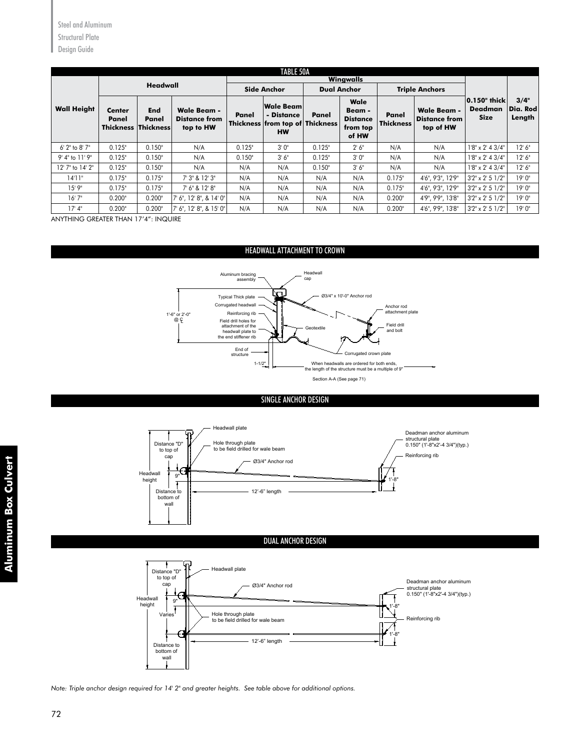| TABLE 50A | | | | | | | | | | | |
|---|---|---|---|---|---|---|---|---|---|---|---|
| | Headwall | | | Wingwalls | | | | | | | |
| | | | | Side Anchor | | Dual Anchor | | Triple Anchors | | | |
| Wall Height | Center Panel Thickness | End Panel Thickness | Wale Beam - Distance from top to HW | Panel Thickness | Wale Beam - Distance from top of HW | Panel Thickness | Wale Beam - Distance from top of HW | Panel Thickness | Wale Beam - Distance from top of HW | 0.150" thick Deadman Size | 3/4" Dia. Rod Length |
| 6' 2" to 8' 7" | 0.125" | 0.150" | N/A | 0.125" | 3' 0" | 0.125" | 2' 6" | N/A | N/A | 1'8" x 2' 4 3/4" | 12' 6" |
| 9' 4" to 11' 9" | 0.125" | 0.150" | N/A | 0.150" | 3' 6" | 0.125" | 3' 0" | N/A | N/A | 1'8" x 2' 4 3/4" | 12' 6" |
| 12' 7" to 14' 2" | 0.125" | 0.150" | N/A | N/A | N/A | 0.150" | 3' 6" | N/A | N/A | 1'8" x 2' 4 3/4" | 12' 6" |
| 14'11" | 0.175" | 0.175" | 7' 3" & 12' 3" | N/A | N/A | N/A | N/A | 0.175" | 4'6", 9'3", 12'9" | 3'2" x 2' 5 1/2" | 19' 0" |
| 15' 9" | 0.175" | 0.175" | 7' 6" & 12' 8" | N/A | N/A | N/A | N/A | 0.175" | 4'6", 9'3", 12'9" | 3'2" x 2' 5 1/2" | 19' 0" |
| 16' 7" | 0.200" | 0.200" | 7' 6", 12' 8", & 14' 0" | N/A | N/A | N/A | N/A | 0.200" | 4'9", 9'9", 13'8" | 3'2" x 2' 5 1/2" | 19' 0" |
| 17' 4" | 0.200" | 0.200" | 7' 6", 12' 8", & 15' 0" | N/A | N/A | N/A | N/A | 0.200" | 4'6", 9'9", 13'8" | 3'2" x 2' 5 1/2" | 19' 0" |

ANYTHING GREATER THAN 17'4": INQUIRE

## HEADWALL ATTACHMENT TO CROWN

Aluminum bracing assembly
Headwall cap
Typical Thick plate
Ø3/4" x 10'-0" Anchor rod
Corrugated headwall
Reinforcing rib
Anchor rod attachment plate
1'-6" or 2'-0" @ ℄
Field drill holes for attachment of the headwall plate to the end stiffener rib
Geotextile
Field drill and bolt
End of structure
Corrugated crown plate
1-1/2"
When headwalls are ordered for both ends, the length of the structure must be a multiple of 9"

Section A-A (See page 71)

## SINGLE ANCHOR DESIGN

Headwall plate
Distance "D" to top of cap
Hole through plate to be field drilled for wale beam
Deadman anchor aluminum structural plate 0.150" (1'-8"x2'-4 3/4")(typ.)
Reinforcing rib
Ø3/4" Anchor rod
Headwall height
9"
1'-8"
Distance to bottom of wall
12'-6" length

## DUAL ANCHOR DESIGN

Distance "D" to top of cap
Headwall plate
Ø3/4" Anchor rod
Deadman anchor aluminum structural plate 0.150" (1'-8"x2'-4 3/4")(typ.)
Headwall height
9"
1'-8"
Varies
Hole through plate to be field drilled for wale beam
Reinforcing rib
1'-8"
12'-6" length
Distance to bottom of wall

*Note: Triple anchor design required for 14' 2" and greater heights. See table above for additional options.*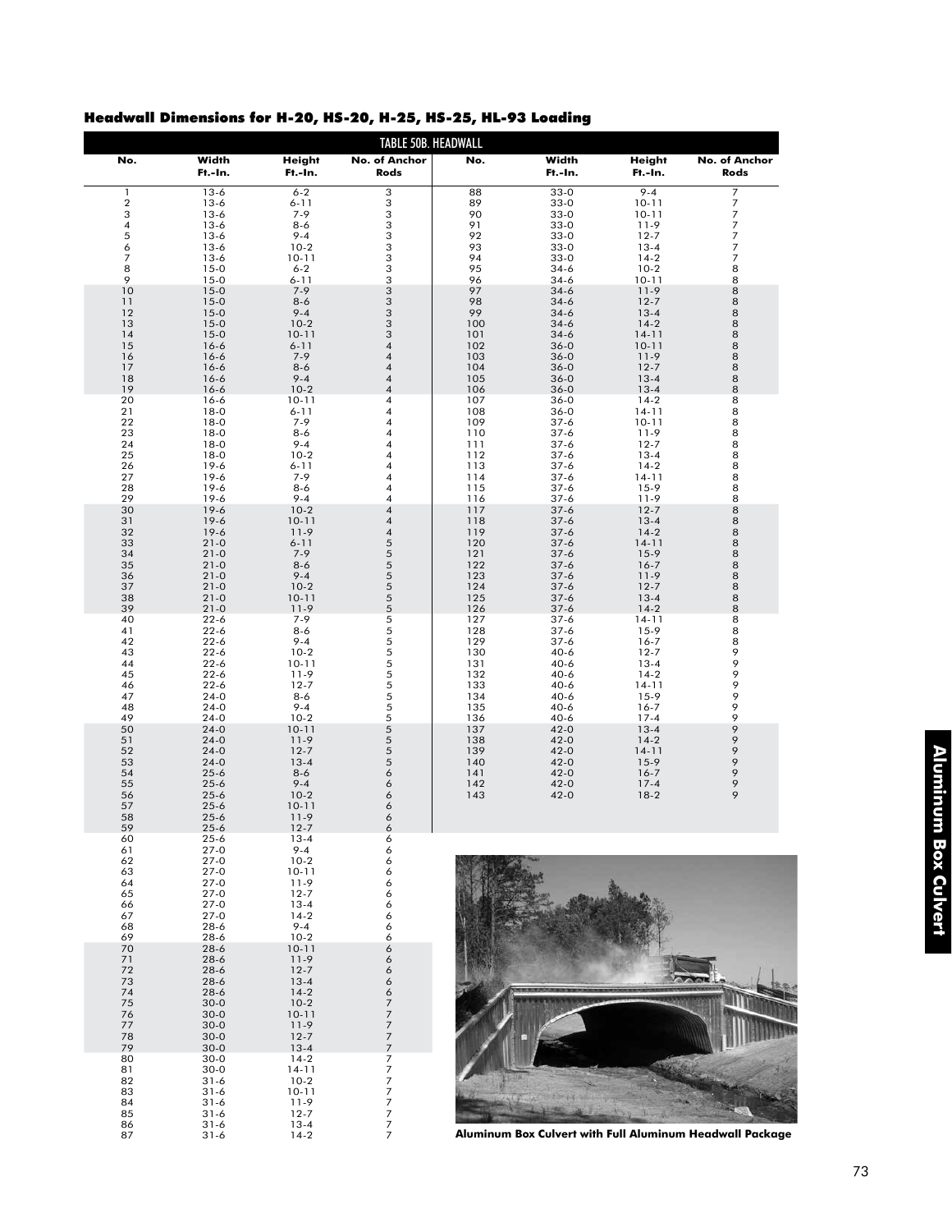## Headwall Dimensions for H-20, HS-20, H-25, HS-25, HL-93 Loading

**TABLE 50B. HEADWALL**

| No. | Width Ft.-In. | Height Ft.-In. | No. of Anchor Rods | No. | Width Ft.-In. | Height Ft.-In. | No. of Anchor Rods |
|---|---|---|---|---|---|---|---|
| 1 | 13-6 | 6-2 | 3 | 88 | 33-0 | 9-4 | 7 |
| 2 | 13-6 | 6-11 | 3 | 89 | 33-0 | 10-11 | 7 |
| 3 | 13-6 | 7-9 | 3 | 90 | 33-0 | 10-11 | 7 |
| 4 | 13-6 | 8-6 | 3 | 91 | 33-0 | 11-9 | 7 |
| 5 | 13-6 | 9-4 | 3 | 92 | 33-0 | 12-7 | 7 |
| 6 | 13-6 | 10-2 | 3 | 93 | 33-0 | 13-4 | 7 |
| 7 | 13-6 | 10-11 | 3 | 94 | 33-0 | 14-2 | 7 |
| 8 | 15-0 | 6-2 | 3 | 95 | 34-6 | 10-2 | 8 |
| 9 | 15-0 | 6-11 | 3 | 96 | 34-6 | 10-11 | 8 |
| 10 | 15-0 | 7-9 | 3 | 97 | 34-6 | 11-9 | 8 |
| 11 | 15-0 | 8-6 | 3 | 98 | 34-6 | 12-7 | 8 |
| 12 | 15-0 | 9-4 | 3 | 99 | 34-6 | 13-4 | 8 |
| 13 | 15-0 | 10-2 | 3 | 100 | 34-6 | 14-2 | 8 |
| 14 | 15-0 | 10-11 | 3 | 101 | 34-6 | 14-11 | 8 |
| 15 | 16-6 | 6-11 | 4 | 102 | 36-0 | 10-11 | 8 |
| 16 | 16-6 | 7-9 | 4 | 103 | 36-0 | 11-9 | 8 |
| 17 | 16-6 | 8-6 | 4 | 104 | 36-0 | 12-7 | 8 |
| 18 | 16-6 | 9-4 | 4 | 105 | 36-0 | 13-4 | 8 |
| 19 | 16-6 | 10-2 | 4 | 106 | 36-0 | 13-4 | 8 |
| 20 | 16-6 | 10-11 | 4 | 107 | 36-0 | 14-2 | 8 |
| 21 | 18-0 | 6-11 | 4 | 108 | 36-0 | 14-11 | 8 |
| 22 | 18-0 | 7-9 | 4 | 109 | 37-6 | 10-11 | 8 |
| 23 | 18-0 | 8-6 | 4 | 110 | 37-6 | 11-9 | 8 |
| 24 | 18-0 | 9-4 | 4 | 111 | 37-6 | 12-7 | 8 |
| 25 | 18-0 | 10-2 | 4 | 112 | 37-6 | 13-4 | 8 |
| 26 | 19-6 | 6-11 | 4 | 113 | 37-6 | 14-2 | 8 |
| 27 | 19-6 | 7-9 | 4 | 114 | 37-6 | 14-11 | 8 |
| 28 | 19-6 | 8-6 | 4 | 115 | 37-6 | 15-9 | 8 |
| 29 | 19-6 | 9-4 | 4 | 116 | 37-6 | 11-9 | 8 |
| 30 | 19-6 | 10-2 | 4 | 117 | 37-6 | 12-7 | 8 |
| 31 | 19-6 | 10-11 | 4 | 118 | 37-6 | 13-4 | 8 |
| 32 | 19-6 | 11-9 | 4 | 119 | 37-6 | 14-2 | 8 |
| 33 | 21-0 | 6-11 | 5 | 120 | 37-6 | 14-11 | 8 |
| 34 | 21-0 | 7-9 | 5 | 121 | 37-6 | 15-9 | 8 |
| 35 | 21-0 | 8-6 | 5 | 122 | 37-6 | 16-7 | 8 |
| 36 | 21-0 | 9-4 | 5 | 123 | 37-6 | 11-9 | 8 |
| 37 | 21-0 | 10-2 | 5 | 124 | 37-6 | 12-7 | 8 |
| 38 | 21-0 | 10-11 | 5 | 125 | 37-6 | 13-4 | 8 |
| 39 | 21-0 | 11-9 | 5 | 126 | 37-6 | 14-2 | 8 |
| 40 | 22-6 | 7-9 | 5 | 127 | 37-6 | 14-11 | 8 |
| 41 | 22-6 | 8-6 | 5 | 128 | 37-6 | 15-9 | 8 |
| 42 | 22-6 | 9-4 | 5 | 129 | 37-6 | 16-7 | 8 |
| 43 | 22-6 | 10-2 | 5 | 130 | 40-6 | 12-7 | 9 |
| 44 | 22-6 | 10-11 | 5 | 131 | 40-6 | 13-4 | 9 |
| 45 | 22-6 | 11-9 | 5 | 132 | 40-6 | 14-2 | 9 |
| 46 | 22-6 | 12-7 | 5 | 133 | 40-6 | 14-11 | 9 |
| 47 | 24-0 | 8-6 | 5 | 134 | 40-6 | 15-9 | 9 |
| 48 | 24-0 | 9-4 | 5 | 135 | 40-6 | 16-7 | 9 |
| 49 | 24-0 | 10-2 | 5 | 136 | 40-6 | 17-4 | 9 |
| 50 | 24-0 | 10-11 | 5 | 137 | 42-0 | 13-4 | 9 |
| 51 | 24-0 | 11-9 | 5 | 138 | 42-0 | 14-2 | 9 |
| 52 | 24-0 | 12-7 | 5 | 139 | 42-0 | 14-11 | 9 |
| 53 | 24-0 | 13-4 | 5 | 140 | 42-0 | 15-9 | 9 |
| 54 | 25-6 | 8-6 | 6 | 141 | 42-0 | 16-7 | 9 |
| 55 | 25-6 | 9-4 | 6 | 142 | 42-0 | 17-4 | 9 |
| 56 | 25-6 | 10-2 | 6 | 143 | 42-0 | 18-2 | 9 |
| 57 | 25-6 | 10-11 | 6 | | | | |
| 58 | 25-6 | 11-9 | 6 | | | | |
| 59 | 25-6 | 12-7 | 6 | | | | |
| 60 | 25-6 | 13-4 | 6 | | | | |
| 61 | 27-0 | 9-4 | 6 | | | | |
| 62 | 27-0 | 10-2 | 6 | | | | |
| 63 | 27-0 | 10-11 | 6 | | | | |
| 64 | 27-0 | 11-9 | 6 | | | | |
| 65 | 27-0 | 12-7 | 6 | | | | |
| 66 | 27-0 | 13-4 | 6 | | | | |
| 67 | 27-0 | 14-2 | 6 | | | | |
| 68 | 28-6 | 9-4 | 6 | | | | |
| 69 | 28-6 | 10-2 | 6 | | | | |
| 70 | 28-6 | 10-11 | 6 | | | | |
| 71 | 28-6 | 11-9 | 6 | | | | |
| 72 | 28-6 | 12-7 | 6 | | | | |
| 73 | 28-6 | 13-4 | 6 | | | | |
| 74 | 28-6 | 14-2 | 6 | | | | |
| 75 | 30-0 | 10-2 | 7 | | | | |
| 76 | 30-0 | 10-11 | 7 | | | | |
| 77 | 30-0 | 11-9 | 7 | | | | |
| 78 | 30-0 | 12-7 | 7 | | | | |
| 79 | 30-0 | 13-4 | 7 | | | | |
| 80 | 30-0 | 14-2 | 7 | | | | |
| 81 | 30-0 | 14-11 | 7 | | | | |
| 82 | 31-6 | 10-2 | 7 | | | | |
| 83 | 31-6 | 10-11 | 7 | | | | |
| 84 | 31-6 | 11-9 | 7 | | | | |
| 85 | 31-6 | 12-7 | 7 | | | | |
| 86 | 31-6 | 13-4 | 7 | | | | |
| 87 | 31-6 | 14-2 | 7 | | | | |

**Aluminum Box Culvert with Full Aluminum Headwall Package**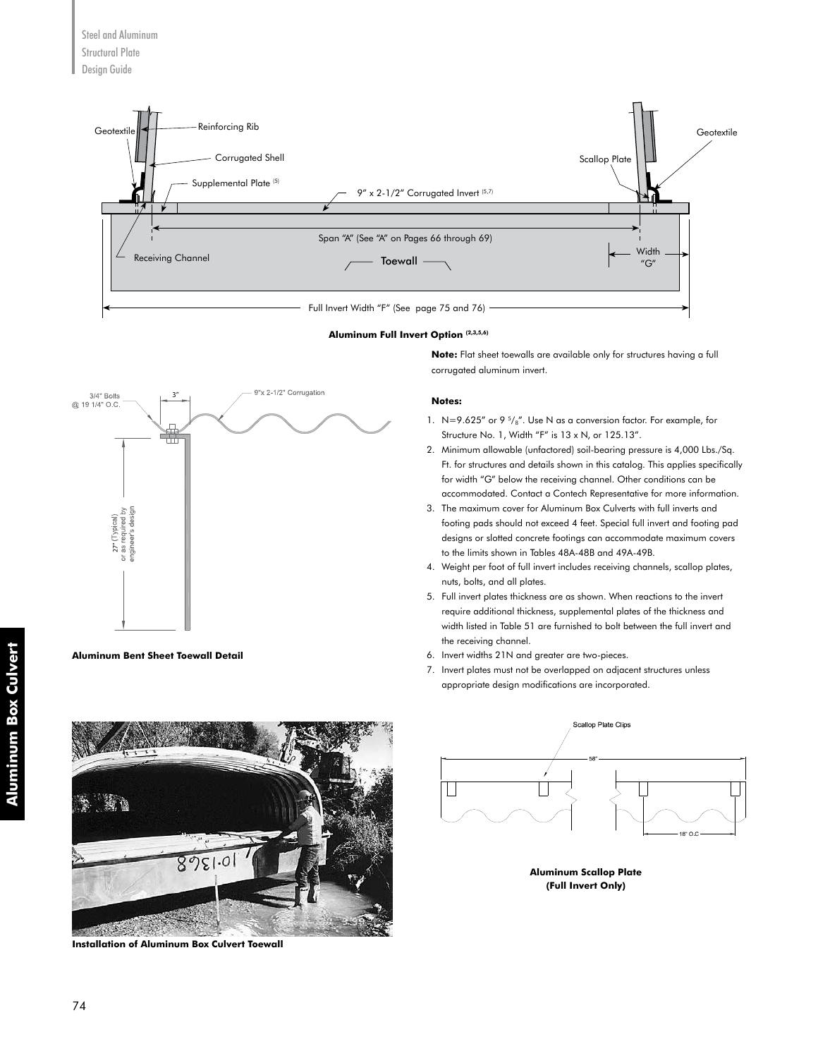**Aluminum Full Invert Option** (2,3,5,6)

**Note:** Flat sheet toewalls are available only for structures having a full corrugated aluminum invert.

**Aluminum Bent Sheet Toewall Detail**

#### Notes:

1. N=9.625" or 9 5/8". Use N as a conversion factor. For example, for Structure No. 1, Width "F" is 13 x N, or 125.13".
2. Minimum allowable (unfactored) soil-bearing pressure is 4,000 Lbs./Sq. Ft. for structures and details shown in this catalog. This applies specifically for width "G" below the receiving channel. Other conditions can be accommodated. Contact a Contech Representative for more information.
3. The maximum cover for Aluminum Box Culverts with full inverts and footing pads should not exceed 4 feet. Special full invert and footing pad designs or slotted concrete footings can accommodate maximum covers to the limits shown in Tables 48A-48B and 49A-49B.
4. Weight per foot of full invert includes receiving channels, scallop plates, nuts, bolts, and all plates.
5. Full invert plates thickness are as shown. When reactions to the invert require additional thickness, supplemental plates of the thickness and width listed in Table 51 are furnished to bolt between the full invert and the receiving channel.
6. Invert widths 21N and greater are two-pieces.
7. Invert plates must not be overlapped on adjacent structures unless appropriate design modifications are incorporated.

**Installation of Aluminum Box Culvert Toewall**

**Aluminum Scallop Plate (Full Invert Only)**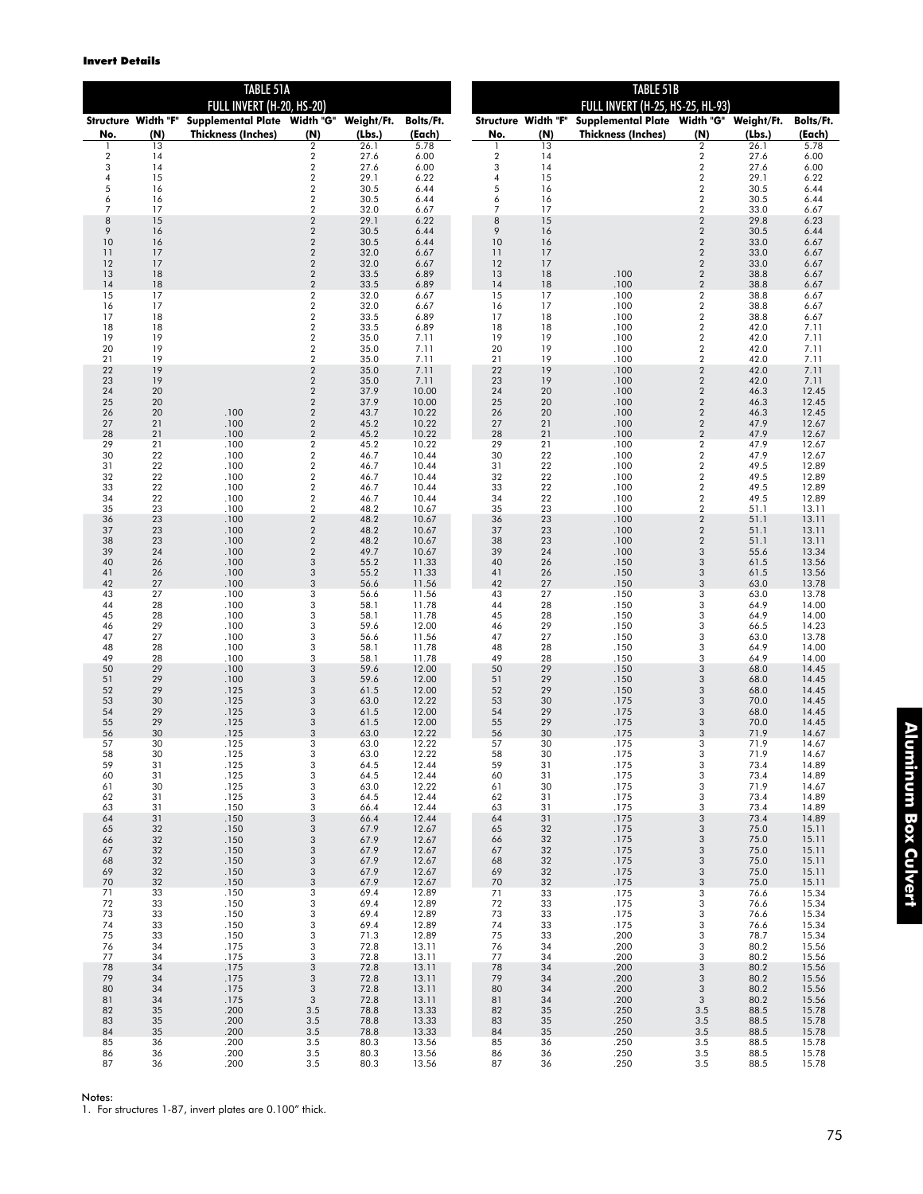**Invert Details**

**TABLE 51A**
**FULL INVERT (H-20, HS-20)**

| Structure No. | Width "F" (N) | Supplemental Plate Thickness (Inches) | Width "G" (N) | Weight/Ft. (Lbs.) | Bolts/Ft. (Each) |
|---|---|---|---|---|---|
| 1 | 13 | | 2 | 26.1 | 5.78 |
| 2 | 14 | | 2 | 27.6 | 6.00 |
| 3 | 14 | | 2 | 27.6 | 6.00 |
| 4 | 15 | | 2 | 29.1 | 6.22 |
| 5 | 16 | | 2 | 30.5 | 6.44 |
| 6 | 16 | | 2 | 30.5 | 6.44 |
| 7 | 17 | | 2 | 32.0 | 6.67 |
| 8 | 15 | | 2 | 29.1 | 6.22 |
| 9 | 16 | | 2 | 30.5 | 6.44 |
| 10 | 16 | | 2 | 30.5 | 6.44 |
| 11 | 17 | | 2 | 32.0 | 6.67 |
| 12 | 17 | | 2 | 32.0 | 6.67 |
| 13 | 18 | | 2 | 33.5 | 6.89 |
| 14 | 18 | | 2 | 33.5 | 6.89 |
| 15 | 17 | | 2 | 32.0 | 6.67 |
| 16 | 17 | | 2 | 32.0 | 6.67 |
| 17 | 18 | | 2 | 33.5 | 6.89 |
| 18 | 18 | | 2 | 33.5 | 6.89 |
| 19 | 19 | | 2 | 35.0 | 7.11 |
| 20 | 19 | | 2 | 35.0 | 7.11 |
| 21 | 19 | | 2 | 35.0 | 7.11 |
| 22 | 19 | | 2 | 35.0 | 7.11 |
| 23 | 19 | | 2 | 35.0 | 7.11 |
| 24 | 20 | | 2 | 37.9 | 10.00 |
| 25 | 20 | | 2 | 37.9 | 10.00 |
| 26 | 20 | .100 | 2 | 43.7 | 10.22 |
| 27 | 21 | .100 | 2 | 45.2 | 10.22 |
| 28 | 21 | .100 | 2 | 45.2 | 10.22 |
| 29 | 21 | .100 | 2 | 45.2 | 10.22 |
| 30 | 22 | .100 | 2 | 46.7 | 10.44 |
| 31 | 22 | .100 | 2 | 46.7 | 10.44 |
| 32 | 22 | .100 | 2 | 46.7 | 10.44 |
| 33 | 22 | .100 | 2 | 46.7 | 10.44 |
| 34 | 22 | .100 | 2 | 46.7 | 10.44 |
| 35 | 23 | .100 | 2 | 48.2 | 10.67 |
| 36 | 23 | .100 | 2 | 48.2 | 10.67 |
| 37 | 23 | .100 | 2 | 48.2 | 10.67 |
| 38 | 23 | .100 | 2 | 48.2 | 10.67 |
| 39 | 24 | .100 | 2 | 49.7 | 10.67 |
| 40 | 26 | .100 | 3 | 55.2 | 11.33 |
| 41 | 26 | .100 | 3 | 55.2 | 11.33 |
| 42 | 27 | .100 | 3 | 56.6 | 11.56 |
| 43 | 27 | .100 | 3 | 56.6 | 11.56 |
| 44 | 28 | .100 | 3 | 58.1 | 11.78 |
| 45 | 28 | .100 | 3 | 58.1 | 11.78 |
| 46 | 29 | .100 | 3 | 59.6 | 12.00 |
| 47 | 27 | .100 | 3 | 56.6 | 11.56 |
| 48 | 28 | .100 | 3 | 58.1 | 11.78 |
| 49 | 28 | .100 | 3 | 58.1 | 11.78 |
| 50 | 29 | .100 | 3 | 59.6 | 12.00 |
| 51 | 29 | .100 | 3 | 59.6 | 12.00 |
| 52 | 29 | .125 | 3 | 61.5 | 12.00 |
| 53 | 30 | .125 | 3 | 63.0 | 12.22 |
| 54 | 29 | .125 | 3 | 61.5 | 12.00 |
| 55 | 29 | .125 | 3 | 61.5 | 12.00 |
| 56 | 30 | .125 | 3 | 63.0 | 12.22 |
| 57 | 30 | .125 | 3 | 63.0 | 12.22 |
| 58 | 30 | .125 | 3 | 63.0 | 12.22 |
| 59 | 31 | .125 | 3 | 64.5 | 12.44 |
| 60 | 31 | .125 | 3 | 64.5 | 12.44 |
| 61 | 30 | .125 | 3 | 63.0 | 12.22 |
| 62 | 31 | .125 | 3 | 64.5 | 12.44 |
| 63 | 31 | .150 | 3 | 66.4 | 12.44 |
| 64 | 31 | .150 | 3 | 66.4 | 12.44 |
| 65 | 32 | .150 | 3 | 67.9 | 12.67 |
| 66 | 32 | .150 | 3 | 67.9 | 12.67 |
| 67 | 32 | .150 | 3 | 67.9 | 12.67 |
| 68 | 32 | .150 | 3 | 67.9 | 12.67 |
| 69 | 32 | .150 | 3 | 67.9 | 12.67 |
| 70 | 32 | .150 | 3 | 67.9 | 12.67 |
| 71 | 33 | .150 | 3 | 69.4 | 12.89 |
| 72 | 33 | .150 | 3 | 69.4 | 12.89 |
| 73 | 33 | .150 | 3 | 69.4 | 12.89 |
| 74 | 33 | .150 | 3 | 69.4 | 12.89 |
| 75 | 33 | .150 | 3 | 71.3 | 12.89 |
| 76 | 34 | .175 | 3 | 72.8 | 13.11 |
| 77 | 34 | .175 | 3 | 72.8 | 13.11 |
| 78 | 34 | .175 | 3 | 72.8 | 13.11 |
| 79 | 34 | .175 | 3 | 72.8 | 13.11 |
| 80 | 34 | .175 | 3 | 72.8 | 13.11 |
| 81 | 34 | .175 | 3 | 72.8 | 13.11 |
| 82 | 35 | .200 | 3.5 | 78.8 | 13.33 |
| 83 | 35 | .200 | 3.5 | 78.8 | 13.33 |
| 84 | 35 | .200 | 3.5 | 78.8 | 13.33 |
| 85 | 36 | .200 | 3.5 | 80.3 | 13.56 |
| 86 | 36 | .200 | 3.5 | 80.3 | 13.56 |
| 87 | 36 | .200 | 3.5 | 80.3 | 13.56 |

**TABLE 51B**
**FULL INVERT (H-25, HS-25, HL-93)**

| Structure No. | Width "F" (N) | Supplemental Plate Thickness (Inches) | Width "G" (N) | Weight/Ft. (Lbs.) | Bolts/Ft. (Each) |
|---|---|---|---|---|---|
| 1 | 13 | | 2 | 26.1 | 5.78 |
| 2 | 14 | | 2 | 27.6 | 6.00 |
| 3 | 14 | | 2 | 27.6 | 6.00 |
| 4 | 15 | | 2 | 29.1 | 6.22 |
| 5 | 16 | | 2 | 30.5 | 6.44 |
| 6 | 16 | | 2 | 30.5 | 6.44 |
| 7 | 17 | | 2 | 33.0 | 6.67 |
| 8 | 15 | | 2 | 29.8 | 6.23 |
| 9 | 16 | | 2 | 30.5 | 6.44 |
| 10 | 16 | | 2 | 33.0 | 6.67 |
| 11 | 17 | | 2 | 33.0 | 6.67 |
| 12 | 17 | | 2 | 33.0 | 6.67 |
| 13 | 18 | .100 | 2 | 38.8 | 6.67 |
| 14 | 18 | .100 | 2 | 38.8 | 6.67 |
| 15 | 17 | .100 | 2 | 38.8 | 6.67 |
| 16 | 17 | .100 | 2 | 38.8 | 6.67 |
| 17 | 18 | .100 | 2 | 38.8 | 6.67 |
| 18 | 18 | .100 | 2 | 42.0 | 7.11 |
| 19 | 19 | .100 | 2 | 42.0 | 7.11 |
| 20 | 19 | .100 | 2 | 42.0 | 7.11 |
| 21 | 19 | .100 | 2 | 42.0 | 7.11 |
| 22 | 19 | .100 | 2 | 42.0 | 7.11 |
| 23 | 19 | .100 | 2 | 42.0 | 7.11 |
| 24 | 20 | .100 | 2 | 46.3 | 12.45 |
| 25 | 20 | .100 | 2 | 46.3 | 12.45 |
| 26 | 20 | .100 | 2 | 46.3 | 12.45 |
| 27 | 21 | .100 | 2 | 47.9 | 12.67 |
| 28 | 21 | .100 | 2 | 47.9 | 12.67 |
| 29 | 21 | .100 | 2 | 47.9 | 12.67 |
| 30 | 22 | .100 | 2 | 47.9 | 12.67 |
| 31 | 22 | .100 | 2 | 49.5 | 12.89 |
| 32 | 22 | .100 | 2 | 49.5 | 12.89 |
| 33 | 22 | .100 | 2 | 49.5 | 12.89 |
| 34 | 22 | .100 | 2 | 49.5 | 12.89 |
| 35 | 23 | .100 | 2 | 51.1 | 13.11 |
| 36 | 23 | .100 | 2 | 51.1 | 13.11 |
| 37 | 23 | .100 | 2 | 51.1 | 13.11 |
| 38 | 23 | .100 | 2 | 51.1 | 13.11 |
| 39 | 24 | .100 | 3 | 55.6 | 13.34 |
| 40 | 26 | .150 | 3 | 61.5 | 13.56 |
| 41 | 26 | .150 | 3 | 61.5 | 13.56 |
| 42 | 27 | .150 | 3 | 63.0 | 13.78 |
| 43 | 27 | .150 | 3 | 63.0 | 13.78 |
| 44 | 28 | .150 | 3 | 64.9 | 14.00 |
| 45 | 28 | .150 | 3 | 64.9 | 14.00 |
| 46 | 29 | .150 | 3 | 66.5 | 14.23 |
| 47 | 27 | .150 | 3 | 63.0 | 13.78 |
| 48 | 28 | .150 | 3 | 64.9 | 14.00 |
| 49 | 28 | .150 | 3 | 64.9 | 14.00 |
| 50 | 29 | .150 | 3 | 68.0 | 14.45 |
| 51 | 29 | .150 | 3 | 68.0 | 14.45 |
| 52 | 29 | .150 | 3 | 68.0 | 14.45 |
| 53 | 30 | .175 | 3 | 70.0 | 14.45 |
| 54 | 29 | .175 | 3 | 68.0 | 14.45 |
| 55 | 29 | .175 | 3 | 70.0 | 14.45 |
| 56 | 30 | .175 | 3 | 71.9 | 14.67 |
| 57 | 30 | .175 | 3 | 71.9 | 14.67 |
| 58 | 30 | .175 | 3 | 71.9 | 14.67 |
| 59 | 31 | .175 | 3 | 73.4 | 14.89 |
| 60 | 31 | .175 | 3 | 73.4 | 14.89 |
| 61 | 30 | .175 | 3 | 71.9 | 14.67 |
| 62 | 31 | .175 | 3 | 73.4 | 14.89 |
| 63 | 31 | .175 | 3 | 73.4 | 14.89 |
| 64 | 31 | .175 | 3 | 73.4 | 14.89 |
| 65 | 32 | .175 | 3 | 75.0 | 15.11 |
| 66 | 32 | .175 | 3 | 75.0 | 15.11 |
| 67 | 32 | .175 | 3 | 75.0 | 15.11 |
| 68 | 32 | .175 | 3 | 75.0 | 15.11 |
| 69 | 32 | .175 | 3 | 75.0 | 15.11 |
| 70 | 32 | .175 | 3 | 75.0 | 15.11 |
| 71 | 33 | .175 | 3 | 76.6 | 15.34 |
| 72 | 33 | .175 | 3 | 76.6 | 15.34 |
| 73 | 33 | .175 | 3 | 76.6 | 15.34 |
| 74 | 33 | .175 | 3 | 76.6 | 15.34 |
| 75 | 33 | .200 | 3 | 78.7 | 15.34 |
| 76 | 34 | .200 | 3 | 80.2 | 15.56 |
| 77 | 34 | .200 | 3 | 80.2 | 15.56 |
| 78 | 34 | .200 | 3 | 80.2 | 15.56 |
| 79 | 34 | .200 | 3 | 80.2 | 15.56 |
| 80 | 34 | .200 | 3 | 80.2 | 15.56 |
| 81 | 34 | .200 | 3 | 80.2 | 15.56 |
| 82 | 35 | .250 | 3.5 | 88.5 | 15.78 |
| 83 | 35 | .250 | 3.5 | 88.5 | 15.78 |
| 84 | 35 | .250 | 3.5 | 88.5 | 15.78 |
| 85 | 36 | .250 | 3.5 | 88.5 | 15.78 |
| 86 | 36 | .250 | 3.5 | 88.5 | 15.78 |
| 87 | 36 | .250 | 3.5 | 88.5 | 15.78 |

Notes:
1. For structures 1-87, invert plates are 0.100" thick.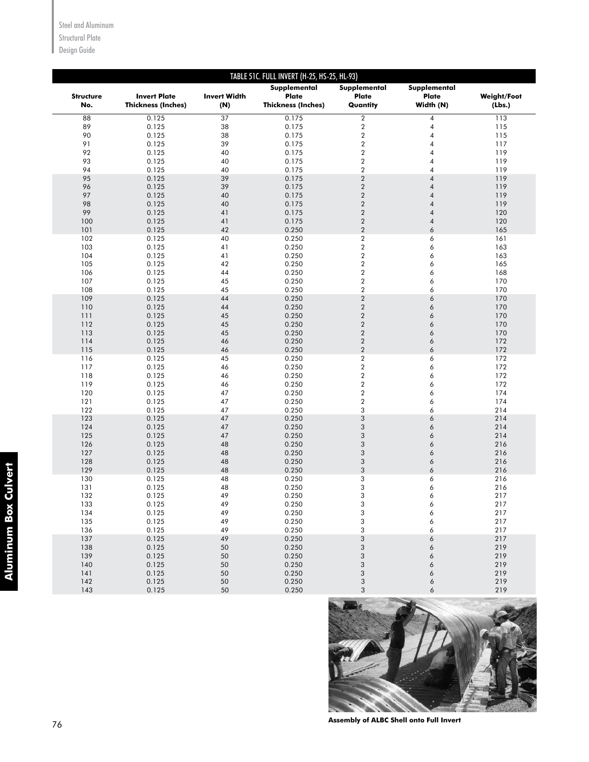## TABLE 51C. FULL INVERT (H-25, HS-25, HL-93)

| Structure No. | Invert Plate Thickness (Inches) | Invert Width (N) | Supplemental Plate Thickness (Inches) | Supplemental Plate Quantity | Supplemental Plate Width (N) | Weight/Foot (Lbs.) |
|---|---|---|---|---|---|---|
| 88 | 0.125 | 37 | 0.175 | 2 | 4 | 113 |
| 89 | 0.125 | 38 | 0.175 | 2 | 4 | 115 |
| 90 | 0.125 | 38 | 0.175 | 2 | 4 | 115 |
| 91 | 0.125 | 39 | 0.175 | 2 | 4 | 117 |
| 92 | 0.125 | 40 | 0.175 | 2 | 4 | 119 |
| 93 | 0.125 | 40 | 0.175 | 2 | 4 | 119 |
| 94 | 0.125 | 40 | 0.175 | 2 | 4 | 119 |
| 95 | 0.125 | 39 | 0.175 | 2 | 4 | 119 |
| 96 | 0.125 | 39 | 0.175 | 2 | 4 | 119 |
| 97 | 0.125 | 40 | 0.175 | 2 | 4 | 119 |
| 98 | 0.125 | 40 | 0.175 | 2 | 4 | 119 |
| 99 | 0.125 | 41 | 0.175 | 2 | 4 | 120 |
| 100 | 0.125 | 41 | 0.175 | 2 | 4 | 120 |
| 101 | 0.125 | 42 | 0.250 | 2 | 6 | 165 |
| 102 | 0.125 | 40 | 0.250 | 2 | 6 | 161 |
| 103 | 0.125 | 41 | 0.250 | 2 | 6 | 163 |
| 104 | 0.125 | 41 | 0.250 | 2 | 6 | 163 |
| 105 | 0.125 | 42 | 0.250 | 2 | 6 | 165 |
| 106 | 0.125 | 44 | 0.250 | 2 | 6 | 168 |
| 107 | 0.125 | 45 | 0.250 | 2 | 6 | 170 |
| 108 | 0.125 | 45 | 0.250 | 2 | 6 | 170 |
| 109 | 0.125 | 44 | 0.250 | 2 | 6 | 170 |
| 110 | 0.125 | 44 | 0.250 | 2 | 6 | 170 |
| 111 | 0.125 | 45 | 0.250 | 2 | 6 | 170 |
| 112 | 0.125 | 45 | 0.250 | 2 | 6 | 170 |
| 113 | 0.125 | 45 | 0.250 | 2 | 6 | 170 |
| 114 | 0.125 | 46 | 0.250 | 2 | 6 | 172 |
| 115 | 0.125 | 46 | 0.250 | 2 | 6 | 172 |
| 116 | 0.125 | 45 | 0.250 | 2 | 6 | 172 |
| 117 | 0.125 | 46 | 0.250 | 2 | 6 | 172 |
| 118 | 0.125 | 46 | 0.250 | 2 | 6 | 172 |
| 119 | 0.125 | 46 | 0.250 | 2 | 6 | 172 |
| 120 | 0.125 | 47 | 0.250 | 2 | 6 | 174 |
| 121 | 0.125 | 47 | 0.250 | 2 | 6 | 174 |
| 122 | 0.125 | 47 | 0.250 | 3 | 6 | 214 |
| 123 | 0.125 | 47 | 0.250 | 3 | 6 | 214 |
| 124 | 0.125 | 47 | 0.250 | 3 | 6 | 214 |
| 125 | 0.125 | 47 | 0.250 | 3 | 6 | 214 |
| 126 | 0.125 | 48 | 0.250 | 3 | 6 | 216 |
| 127 | 0.125 | 48 | 0.250 | 3 | 6 | 216 |
| 128 | 0.125 | 48 | 0.250 | 3 | 6 | 216 |
| 129 | 0.125 | 48 | 0.250 | 3 | 6 | 216 |
| 130 | 0.125 | 48 | 0.250 | 3 | 6 | 216 |
| 131 | 0.125 | 48 | 0.250 | 3 | 6 | 216 |
| 132 | 0.125 | 49 | 0.250 | 3 | 6 | 217 |
| 133 | 0.125 | 49 | 0.250 | 3 | 6 | 217 |
| 134 | 0.125 | 49 | 0.250 | 3 | 6 | 217 |
| 135 | 0.125 | 49 | 0.250 | 3 | 6 | 217 |
| 136 | 0.125 | 49 | 0.250 | 3 | 6 | 217 |
| 137 | 0.125 | 49 | 0.250 | 3 | 6 | 217 |
| 138 | 0.125 | 50 | 0.250 | 3 | 6 | 219 |
| 139 | 0.125 | 50 | 0.250 | 3 | 6 | 219 |
| 140 | 0.125 | 50 | 0.250 | 3 | 6 | 219 |
| 141 | 0.125 | 50 | 0.250 | 3 | 6 | 219 |
| 142 | 0.125 | 50 | 0.250 | 3 | 6 | 219 |
| 143 | 0.125 | 50 | 0.250 | 3 | 6 | 219 |

**Assembly of ALBC Shell onto Full Invert**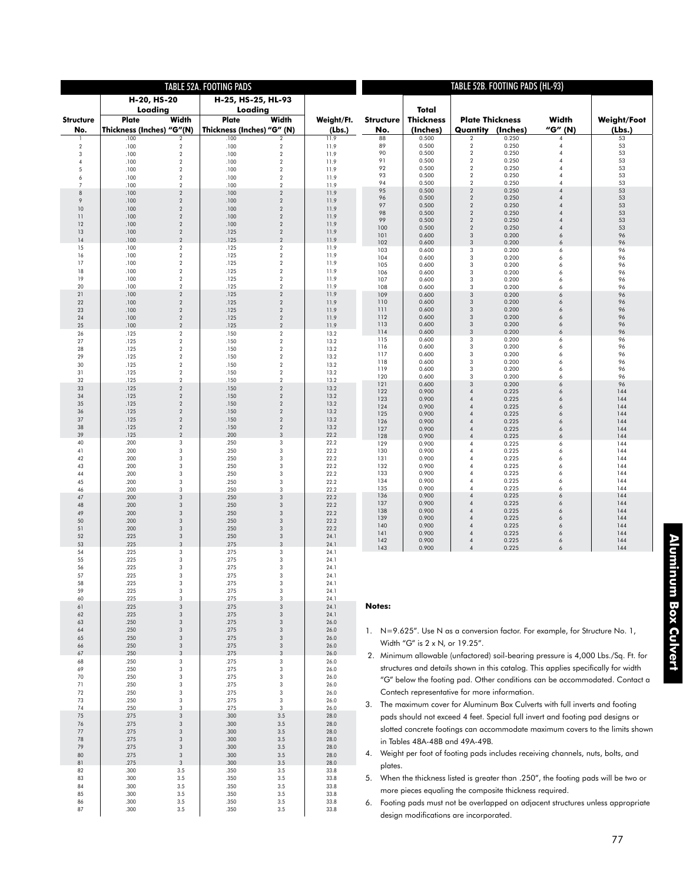## TABLE 52A. FOOTING PADS

| Structure No. | H-20, HS-20 Loading Plate Thickness (Inches) | H-20, HS-20 Loading Width "G"(N) | H-25, HS-25, HL-93 Loading Plate Thickness (Inches) | H-25, HS-25, HL-93 Loading Width "G" (N) | Weight/Ft. (Lbs.) |
|---|---|---|---|---|---|
| 1 | .100 | 2 | .100 | 2 | 11.9 |
| 2 | .100 | 2 | .100 | 2 | 11.9 |
| 3 | .100 | 2 | .100 | 2 | 11.9 |
| 4 | .100 | 2 | .100 | 2 | 11.9 |
| 5 | .100 | 2 | .100 | 2 | 11.9 |
| 6 | .100 | 2 | .100 | 2 | 11.9 |
| 7 | .100 | 2 | .100 | 2 | 11.9 |
| 8 | .100 | 2 | .100 | 2 | 11.9 |
| 9 | .100 | 2 | .100 | 2 | 11.9 |
| 10 | .100 | 2 | .100 | 2 | 11.9 |
| 11 | .100 | 2 | .100 | 2 | 11.9 |
| 12 | .100 | 2 | .100 | 2 | 11.9 |
| 13 | .100 | 2 | .125 | 2 | 11.9 |
| 14 | .100 | 2 | .125 | 2 | 11.9 |
| 15 | .100 | 2 | .125 | 2 | 11.9 |
| 16 | .100 | 2 | .125 | 2 | 11.9 |
| 17 | .100 | 2 | .125 | 2 | 11.9 |
| 18 | .100 | 2 | .125 | 2 | 11.9 |
| 19 | .100 | 2 | .125 | 2 | 11.9 |
| 20 | .100 | 2 | .125 | 2 | 11.9 |
| 21 | .100 | 2 | .125 | 2 | 11.9 |
| 22 | .100 | 2 | .125 | 2 | 11.9 |
| 23 | .100 | 2 | .125 | 2 | 11.9 |
| 24 | .100 | 2 | .125 | 2 | 11.9 |
| 25 | .100 | 2 | .125 | 2 | 11.9 |
| 26 | .125 | 2 | .150 | 2 | 13.2 |
| 27 | .125 | 2 | .150 | 2 | 13.2 |
| 28 | .125 | 2 | .150 | 2 | 13.2 |
| 29 | .125 | 2 | .150 | 2 | 13.2 |
| 30 | .125 | 2 | .150 | 2 | 13.2 |
| 31 | .125 | 2 | .150 | 2 | 13.2 |
| 32 | .125 | 2 | .150 | 2 | 13.2 |
| 33 | .125 | 2 | .150 | 2 | 13.2 |
| 34 | .125 | 2 | .150 | 2 | 13.2 |
| 35 | .125 | 2 | .150 | 2 | 13.2 |
| 36 | .125 | 2 | .150 | 2 | 13.2 |
| 37 | .125 | 2 | .150 | 2 | 13.2 |
| 38 | .125 | 2 | .150 | 2 | 13.2 |
| 39 | .125 | 2 | .200 | 3 | 22.2 |
| 40 | .200 | 3 | .250 | 3 | 22.2 |
| 41 | .200 | 3 | .250 | 3 | 22.2 |
| 42 | .200 | 3 | .250 | 3 | 22.2 |
| 43 | .200 | 3 | .250 | 3 | 22.2 |
| 44 | .200 | 3 | .250 | 3 | 22.2 |
| 45 | .200 | 3 | .250 | 3 | 22.2 |
| 46 | .200 | 3 | .250 | 3 | 22.2 |
| 47 | .200 | 3 | .250 | 3 | 22.2 |
| 48 | .200 | 3 | .250 | 3 | 22.2 |
| 49 | .200 | 3 | .250 | 3 | 22.2 |
| 50 | .200 | 3 | .250 | 3 | 22.2 |
| 51 | .200 | 3 | .250 | 3 | 22.2 |
| 52 | .225 | 3 | .250 | 3 | 24.1 |
| 53 | .225 | 3 | .275 | 3 | 24.1 |
| 54 | .225 | 3 | .275 | 3 | 24.1 |
| 55 | .225 | 3 | .275 | 3 | 24.1 |
| 56 | .225 | 3 | .275 | 3 | 24.1 |
| 57 | .225 | 3 | .275 | 3 | 24.1 |
| 58 | .225 | 3 | .275 | 3 | 24.1 |
| 59 | .225 | 3 | .275 | 3 | 24.1 |
| 60 | .225 | 3 | .275 | 3 | 24.1 |
| 61 | .225 | 3 | .275 | 3 | 24.1 |
| 62 | .225 | 3 | .275 | 3 | 24.1 |
| 63 | .250 | 3 | .275 | 3 | 26.0 |
| 64 | .250 | 3 | .275 | 3 | 26.0 |
| 65 | .250 | 3 | .275 | 3 | 26.0 |
| 66 | .250 | 3 | .275 | 3 | 26.0 |
| 67 | .250 | 3 | .275 | 3 | 26.0 |
| 68 | .250 | 3 | .275 | 3 | 26.0 |
| 69 | .250 | 3 | .275 | 3 | 26.0 |
| 70 | .250 | 3 | .275 | 3 | 26.0 |
| 71 | .250 | 3 | .275 | 3 | 26.0 |
| 72 | .250 | 3 | .275 | 3 | 26.0 |
| 73 | .250 | 3 | .275 | 3 | 26.0 |
| 74 | .250 | 3 | .275 | 3 | 26.0 |
| 75 | .275 | 3 | .300 | 3.5 | 28.0 |
| 76 | .275 | 3 | .300 | 3.5 | 28.0 |
| 77 | .275 | 3 | .300 | 3.5 | 28.0 |
| 78 | .275 | 3 | .300 | 3.5 | 28.0 |
| 79 | .275 | 3 | .300 | 3.5 | 28.0 |
| 80 | .275 | 3 | .300 | 3.5 | 28.0 |
| 81 | .275 | 3 | .300 | 3.5 | 28.0 |
| 82 | .300 | 3.5 | .350 | 3.5 | 33.8 |
| 83 | .300 | 3.5 | .350 | 3.5 | 33.8 |
| 84 | .300 | 3.5 | .350 | 3.5 | 33.8 |
| 85 | .300 | 3.5 | .350 | 3.5 | 33.8 |
| 86 | .300 | 3.5 | .350 | 3.5 | 33.8 |
| 87 | .300 | 3.5 | .350 | 3.5 | 33.8 |

## TABLE 52B. FOOTING PADS (HL-93)

| Structure No. | Total Thickness (Inches) | Plate Thickness Quantity | Plate Thickness (Inches) | Width "G" (N) | Weight/Foot (Lbs.) |
|---|---|---|---|---|---|
| 88 | 0.500 | 2 | 0.250 | 4 | 53 |
| 89 | 0.500 | 2 | 0.250 | 4 | 53 |
| 90 | 0.500 | 2 | 0.250 | 4 | 53 |
| 91 | 0.500 | 2 | 0.250 | 4 | 53 |
| 92 | 0.500 | 2 | 0.250 | 4 | 53 |
| 93 | 0.500 | 2 | 0.250 | 4 | 53 |
| 94 | 0.500 | 2 | 0.250 | 4 | 53 |
| 95 | 0.500 | 2 | 0.250 | 4 | 53 |
| 96 | 0.500 | 2 | 0.250 | 4 | 53 |
| 97 | 0.500 | 2 | 0.250 | 4 | 53 |
| 98 | 0.500 | 2 | 0.250 | 4 | 53 |
| 99 | 0.500 | 2 | 0.250 | 4 | 53 |
| 100 | 0.500 | 2 | 0.250 | 4 | 53 |
| 101 | 0.600 | 3 | 0.200 | 6 | 96 |
| 102 | 0.600 | 3 | 0.200 | 6 | 96 |
| 103 | 0.600 | 3 | 0.200 | 6 | 96 |
| 104 | 0.600 | 3 | 0.200 | 6 | 96 |
| 105 | 0.600 | 3 | 0.200 | 6 | 96 |
| 106 | 0.600 | 3 | 0.200 | 6 | 96 |
| 107 | 0.600 | 3 | 0.200 | 6 | 96 |
| 108 | 0.600 | 3 | 0.200 | 6 | 96 |
| 109 | 0.600 | 3 | 0.200 | 6 | 96 |
| 110 | 0.600 | 3 | 0.200 | 6 | 96 |
| 111 | 0.600 | 3 | 0.200 | 6 | 96 |
| 112 | 0.600 | 3 | 0.200 | 6 | 96 |
| 113 | 0.600 | 3 | 0.200 | 6 | 96 |
| 114 | 0.600 | 3 | 0.200 | 6 | 96 |
| 115 | 0.600 | 3 | 0.200 | 6 | 96 |
| 116 | 0.600 | 3 | 0.200 | 6 | 96 |
| 117 | 0.600 | 3 | 0.200 | 6 | 96 |
| 118 | 0.600 | 3 | 0.200 | 6 | 96 |
| 119 | 0.600 | 3 | 0.200 | 6 | 96 |
| 120 | 0.600 | 3 | 0.200 | 6 | 96 |
| 121 | 0.600 | 3 | 0.200 | 6 | 96 |
| 122 | 0.900 | 4 | 0.225 | 6 | 144 |
| 123 | 0.900 | 4 | 0.225 | 6 | 144 |
| 124 | 0.900 | 4 | 0.225 | 6 | 144 |
| 125 | 0.900 | 4 | 0.225 | 6 | 144 |
| 126 | 0.900 | 4 | 0.225 | 6 | 144 |
| 127 | 0.900 | 4 | 0.225 | 6 | 144 |
| 128 | 0.900 | 4 | 0.225 | 6 | 144 |
| 129 | 0.900 | 4 | 0.225 | 6 | 144 |
| 130 | 0.900 | 4 | 0.225 | 6 | 144 |
| 131 | 0.900 | 4 | 0.225 | 6 | 144 |
| 132 | 0.900 | 4 | 0.225 | 6 | 144 |
| 133 | 0.900 | 4 | 0.225 | 6 | 144 |
| 134 | 0.900 | 4 | 0.225 | 6 | 144 |
| 135 | 0.900 | 4 | 0.225 | 6 | 144 |
| 136 | 0.900 | 4 | 0.225 | 6 | 144 |
| 137 | 0.900 | 4 | 0.225 | 6 | 144 |
| 138 | 0.900 | 4 | 0.225 | 6 | 144 |
| 139 | 0.900 | 4 | 0.225 | 6 | 144 |
| 140 | 0.900 | 4 | 0.225 | 6 | 144 |
| 141 | 0.900 | 4 | 0.225 | 6 | 144 |
| 142 | 0.900 | 4 | 0.225 | 6 | 144 |
| 143 | 0.900 | 4 | 0.225 | 6 | 144 |

**Notes:**

1. N=9.625". Use N as a conversion factor. For example, for Structure No. 1, Width "G" is 2 x N, or 19.25".
2. Minimum allowable (unfactored) soil-bearing pressure is 4,000 Lbs./Sq. Ft. for structures and details shown in this catalog. This applies specifically for width "G" below the footing pad. Other conditions can be accommodated. Contact a Contech representative for more information.
3. The maximum cover for Aluminum Box Culverts with full inverts and footing pads should not exceed 4 feet. Special full invert and footing pad designs or slotted concrete footings can accommodate maximum covers to the limits shown in Tables 48A-48B and 49A-49B.
4. Weight per foot of footing pads includes receiving channels, nuts, bolts, and plates.
5. When the thickness listed is greater than .250", the footing pads will be two or more pieces equaling the composite thickness required.
6. Footing pads must not be overlapped on adjacent structures unless appropriate design modifications are incorporated.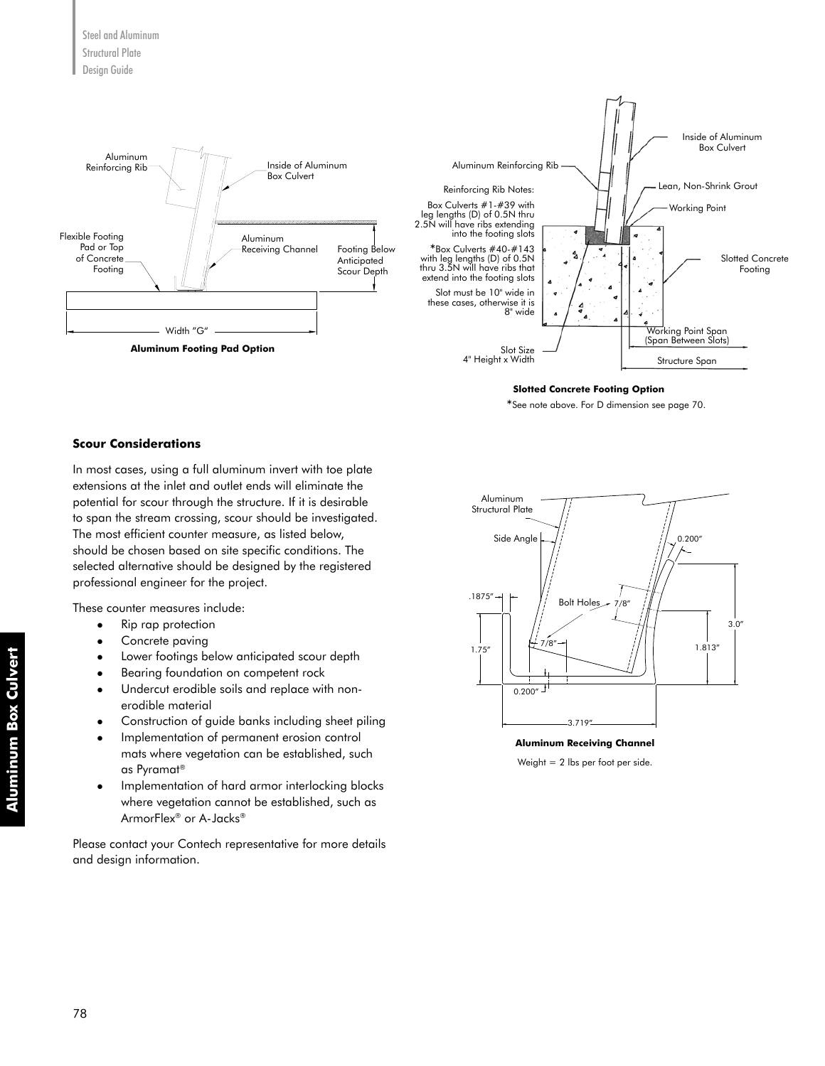**Aluminum Footing Pad Option**

Aluminum Reinforcing Rib

Inside of Aluminum Box Culvert

Flexible Footing Pad or Top of Concrete Footing

Aluminum Receiving Channel

Footing Below Anticipated Scour Depth

Width "G"

**Slotted Concrete Footing Option**

Aluminum Reinforcing Rib

Inside of Aluminum Box Culvert

Lean, Non-Shrink Grout

Working Point

Slotted Concrete Footing

Reinforcing Rib Notes:

Box Culverts #1-#39 with leg lengths (D) of 0.5N thru 2.5N will have ribs extending into the footing slots

*Box Culverts #40-#143 with leg lengths (D) of 0.5N thru 3.5N will have ribs that extend into the footing slots

Slot must be 10" wide in these cases, otherwise it is 8" wide

Slot Size 4" Height x Width

Working Point Span (Span Between Slots)

Structure Span

*See note above. For D dimension see page 70.

### Scour Considerations

In most cases, using a full aluminum invert with toe plate extensions at the inlet and outlet ends will eliminate the potential for scour through the structure. If it is desirable to span the stream crossing, scour should be investigated. The most efficient counter measure, as listed below, should be chosen based on site specific conditions. The selected alternative should be designed by the registered professional engineer for the project.

These counter measures include:

- Rip rap protection
- Concrete paving
- Lower footings below anticipated scour depth
- Bearing foundation on competent rock
- Undercut erodible soils and replace with non-erodible material
- Construction of guide banks including sheet piling
- Implementation of permanent erosion control mats where vegetation can be established, such as Pyramat®
- Implementation of hard armor interlocking blocks where vegetation cannot be established, such as ArmorFlex® or A-Jacks®

Please contact your Contech representative for more details and design information.

**Aluminum Receiving Channel**

Aluminum Structural Plate

Side Angle

Bolt Holes

0.200"

.1875"

7/8"

7/8"

1.75"

1.813"

3.0"

0.200"

3.719"

Weight = 2 lbs per foot per side.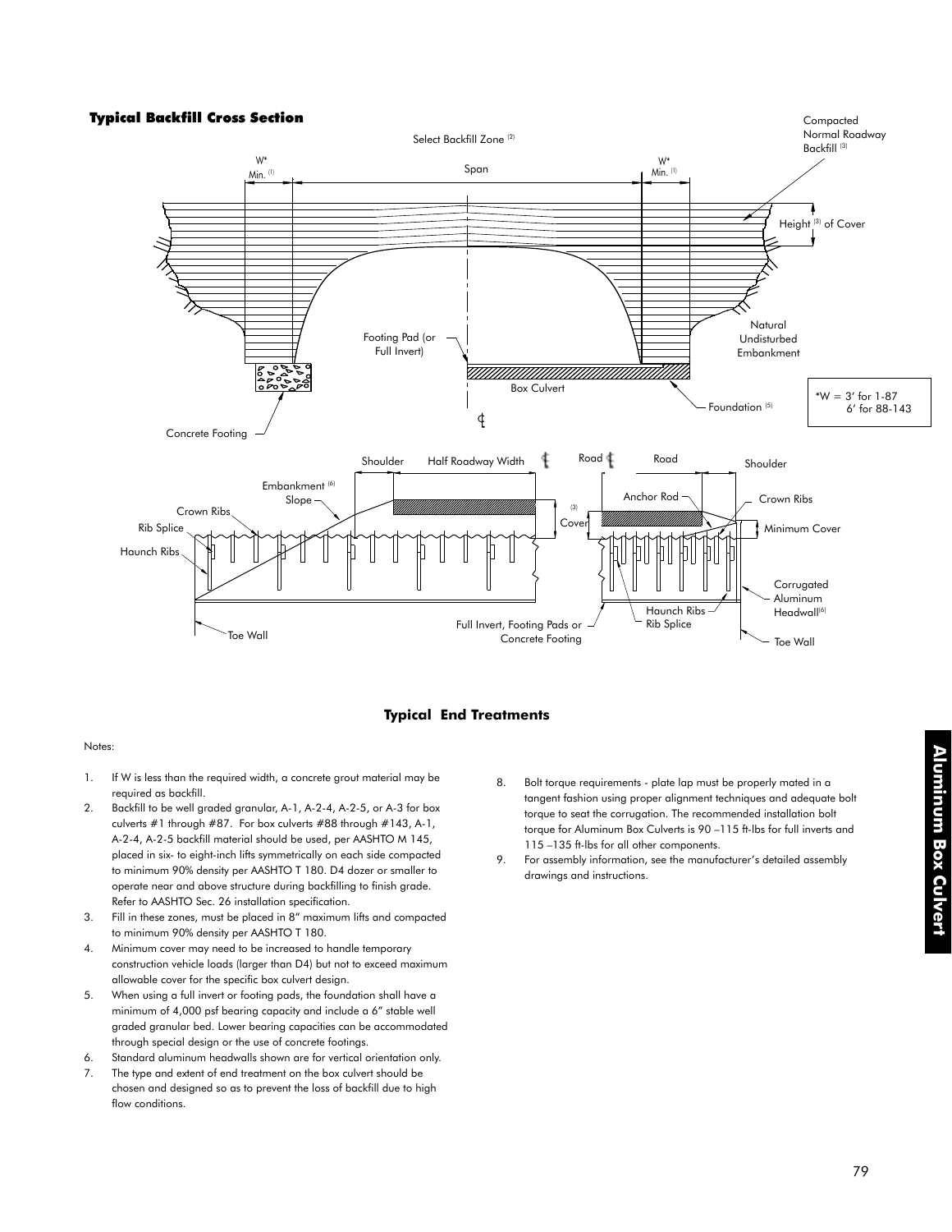### Typical Backfill Cross Section

Select Backfill Zone [2]

Compacted Normal Roadway Backfill [3]

W* Min. [1]

Span

W* Min. [1]

Height [3] of Cover

Footing Pad (or Full Invert)

Natural Undisturbed Embankment

Box Culvert

Foundation [5]

*W = 3' for 1-87
6' for 88-143

Concrete Footing

Shoulder | Half Roadway Width | ℄ | Road ℄ | Road | Shoulder

Embankment [6] Slope

Crown Ribs

Rib Splice

Haunch Ribs

(3) Cover

Anchor Rod

Crown Ribs

Minimum Cover

Corrugated Aluminum Headwall[6]

Haunch Ribs

Rib Splice

Full Invert, Footing Pads or Concrete Footing

Toe Wall

Toe Wall

### Typical End Treatments

Notes:

1. If W is less than the required width, a concrete grout material may be required as backfill.
2. Backfill to be well graded granular, A-1, A-2-4, A-2-5, or A-3 for box culverts #1 through #87. For box culverts #88 through #143, A-1, A-2-4, A-2-5 backfill material should be used, per AASHTO M 145, placed in six- to eight-inch lifts symmetrically on each side compacted to minimum 90% density per AASHTO T 180. D4 dozer or smaller to operate near and above structure during backfilling to finish grade. Refer to AASHTO Sec. 26 installation specification.
3. Fill in these zones, must be placed in 8" maximum lifts and compacted to minimum 90% density per AASHTO T 180.
4. Minimum cover may need to be increased to handle temporary construction vehicle loads (larger than D4) but not to exceed maximum allowable cover for the specific box culvert design.
5. When using a full invert or footing pads, the foundation shall have a minimum of 4,000 psf bearing capacity and include a 6" stable well graded granular bed. Lower bearing capacities can be accommodated through special design or the use of concrete footings.
6. Standard aluminum headwalls shown are for vertical orientation only.
7. The type and extent of end treatment on the box culvert should be chosen and designed so as to prevent the loss of backfill due to high flow conditions.
8. Bolt torque requirements - plate lap must be properly mated in a tangent fashion using proper alignment techniques and adequate bolt torque to seat the corrugation. The recommended installation bolt torque for Aluminum Box Culverts is 90 –115 ft-lbs for full inverts and 115 –135 ft-lbs for all other components.
9. For assembly information, see the manufacturer's detailed assembly drawings and instructions.

**Aluminum Box Culvert**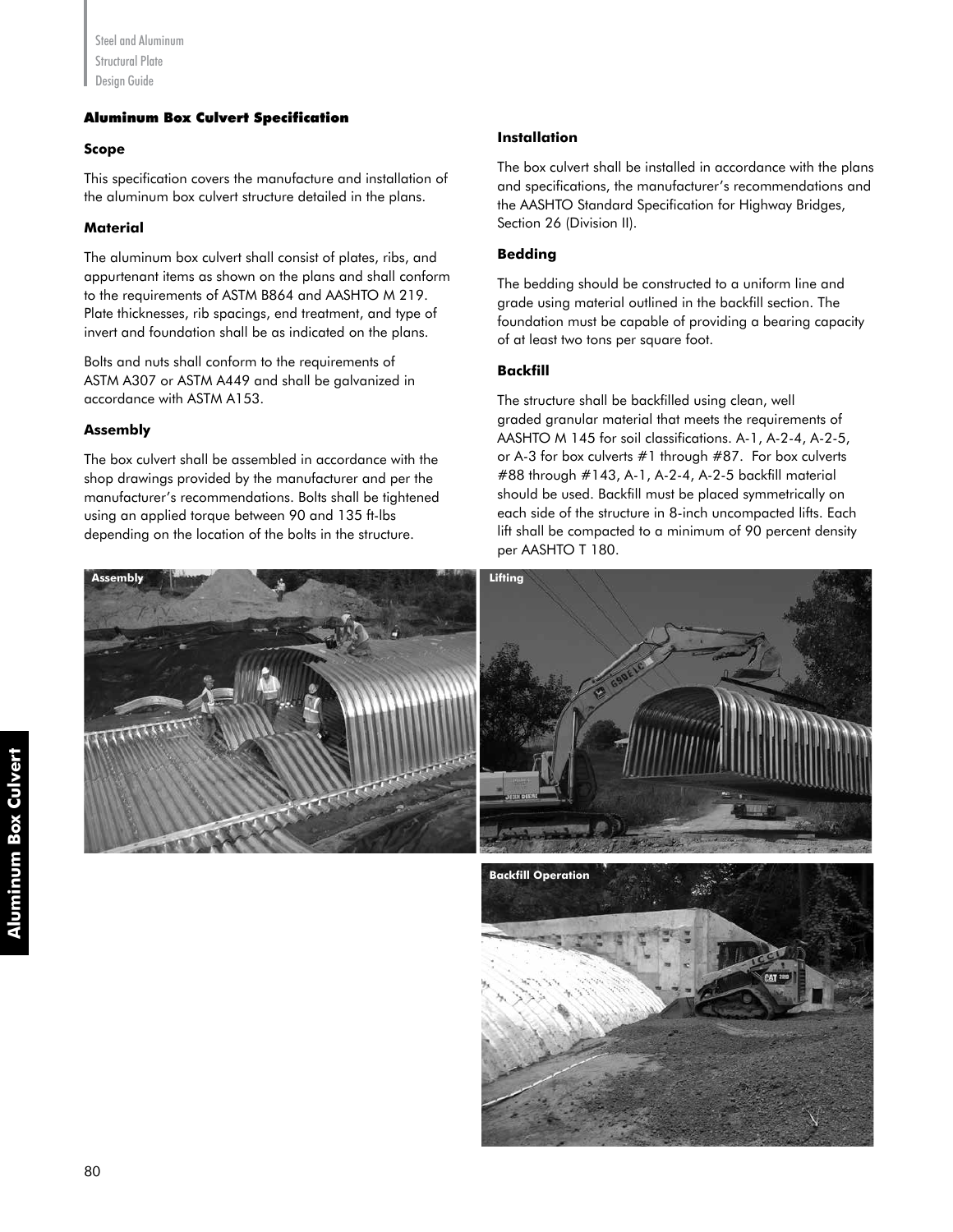## Aluminum Box Culvert Specification

### Scope

This specification covers the manufacture and installation of the aluminum box culvert structure detailed in the plans.

### Material

The aluminum box culvert shall consist of plates, ribs, and appurtenant items as shown on the plans and shall conform to the requirements of ASTM B864 and AASHTO M 219. Plate thicknesses, rib spacings, end treatment, and type of invert and foundation shall be as indicated on the plans.

Bolts and nuts shall conform to the requirements of ASTM A307 or ASTM A449 and shall be galvanized in accordance with ASTM A153.

### Assembly

The box culvert shall be assembled in accordance with the shop drawings provided by the manufacturer and per the manufacturer's recommendations. Bolts shall be tightened using an applied torque between 90 and 135 ft-lbs depending on the location of the bolts in the structure.

### Installation

The box culvert shall be installed in accordance with the plans and specifications, the manufacturer's recommendations and the AASHTO Standard Specification for Highway Bridges, Section 26 (Division II).

### Bedding

The bedding should be constructed to a uniform line and grade using material outlined in the backfill section. The foundation must be capable of providing a bearing capacity of at least two tons per square foot.

### Backfill

The structure shall be backfilled using clean, well graded granular material that meets the requirements of AASHTO M 145 for soil classifications. A-1, A-2-4, A-2-5, or A-3 for box culverts #1 through #87. For box culverts #88 through #143, A-1, A-2-4, A-2-5 backfill material should be used. Backfill must be placed symmetrically on each side of the structure in 8-inch uncompacted lifts. Each lift shall be compacted to a minimum of 90 percent density per AASHTO T 180.

Assembly

Lifting

Backfill Operation